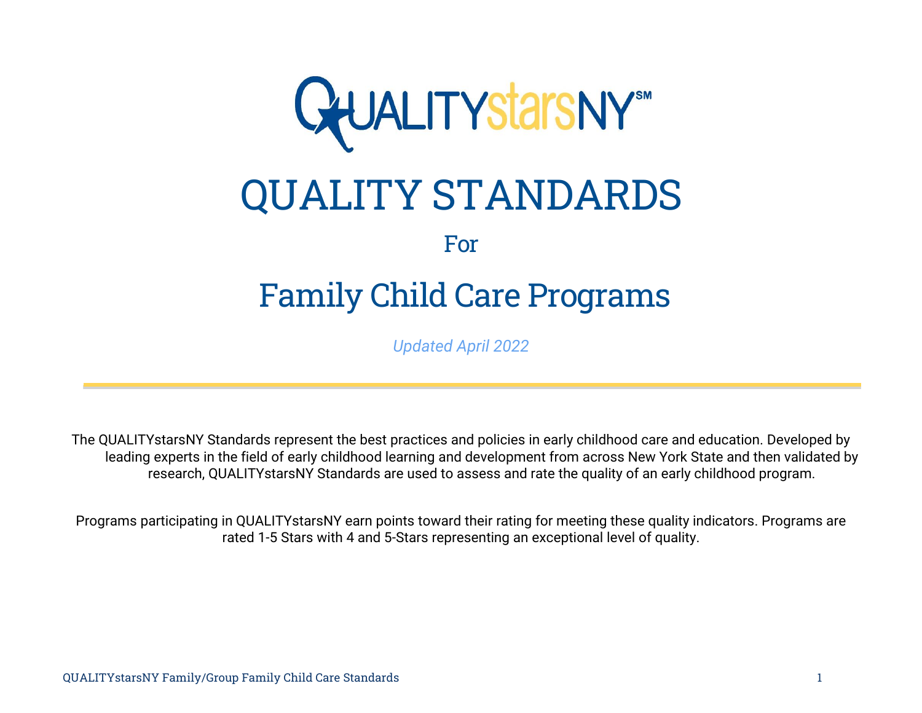# QUALITYstarsNY

# QUALITY STANDARDS

For

# Family Child Care Programs

*Updated April 2022*

---

The QUALITYstarsNY Standards represent the best practices and policies in early childhood care and education. Developed by leading experts in the field of early childhood learning and development from across New York State and then validated by research, QUALITYstarsNY Standards are used to assess and rate the quality of an early childhood program.

Programs participating in QUALITYstarsNY earn points toward their rating for meeting these quality indicators. Programs are rated 1-5 Stars with 4 and 5-Stars representing an exceptional level of quality.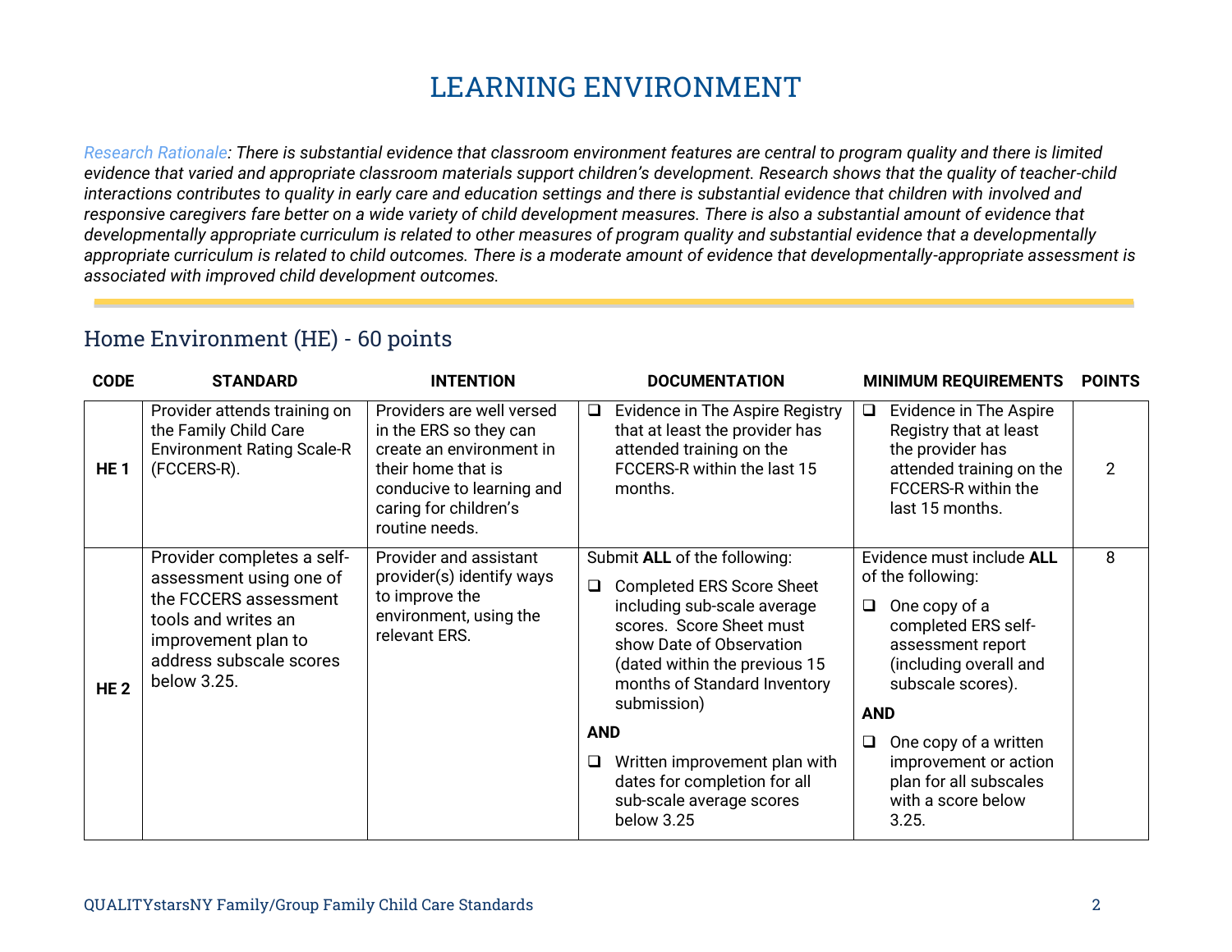# LEARNING ENVIRONMENT

*Research Rationale: There is substantial evidence that classroom environment features are central to program quality and there is limited evidence that varied and appropriate classroom materials support children's development. Research shows that the quality of teacher-child interactions contributes to quality in early care and education settings and there is substantial evidence that children with involved and responsive caregivers fare better on a wide variety of child development measures. There is also a substantial amount of evidence that developmentally appropriate curriculum is related to other measures of program quality and substantial evidence that a developmentally appropriate curriculum is related to child outcomes. There is a moderate amount of evidence that developmentally-appropriate assessment is associated with improved child development outcomes.*

## Home Environment (HE) - 60 points

| CODE | STANDARD | INTENTION | DOCUMENTATION | MINIMUM REQUIREMENTS | POINTS |
|---|---|---|---|---|---|
| **HE 1** | Provider attends training on the Family Child Care Environment Rating Scale-R (FCCERS-R). | Providers are well versed in the ERS so they can create an environment in their home that is conducive to learning and caring for children's routine needs. | ❑ Evidence in The Aspire Registry that at least the provider has attended training on the FCCERS-R within the last 15 months. | ❑ Evidence in The Aspire Registry that at least the provider has attended training on the FCCERS-R within the last 15 months. | 2 |
| **HE 2** | Provider completes a self-assessment using one of the FCCERS assessment tools and writes an improvement plan to address subscale scores below 3.25. | Provider and assistant provider(s) identify ways to improve the environment, using the relevant ERS. | Submit **ALL** of the following:<br>❑ Completed ERS Score Sheet including sub-scale average scores. Score Sheet must show Date of Observation (dated within the previous 15 months of Standard Inventory submission)<br>**AND**<br>❑ Written improvement plan with dates for completion for all sub-scale average scores below 3.25 | Evidence must include **ALL** of the following:<br>❑ One copy of a completed ERS self-assessment report (including overall and subscale scores).<br>**AND**<br>❑ One copy of a written improvement or action plan for all subscales with a score below 3.25. | 8 |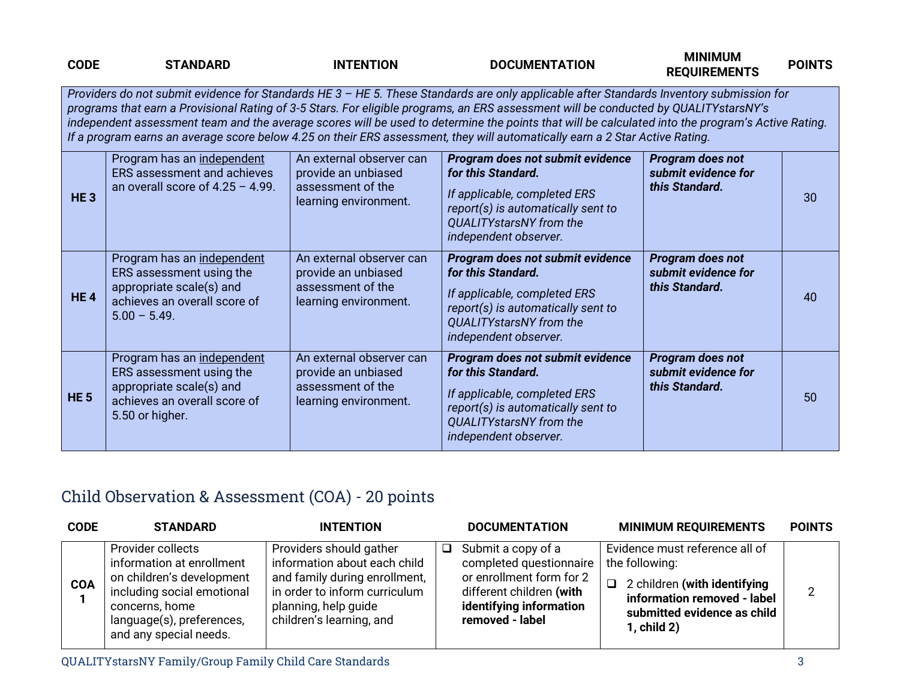| CODE | STANDARD | INTENTION | DOCUMENTATION | MINIMUM REQUIREMENTS | POINTS |
|---|---|---|---|---|---|
| *Providers do not submit evidence for Standards HE 3 – HE 5. These Standards are only applicable after Standards Inventory submission for programs that earn a Provisional Rating of 3-5 Stars. For eligible programs, an ERS assessment will be conducted by QUALITYstarsNY's independent assessment team and the average scores will be used to determine the points that will be calculated into the program's Active Rating. If a program earns an average score below 4.25 on their ERS assessment, they will automatically earn a 2 Star Active Rating.* | | | | | |
| **HE 3** | Program has an independent ERS assessment and achieves an overall score of 4.25 – 4.99. | An external observer can provide an unbiased assessment of the learning environment. | ***Program does not submit evidence for this Standard.*** *If applicable, completed ERS report(s) is automatically sent to QUALITYstarsNY from the independent observer.* | ***Program does not submit evidence for this Standard.*** | 30 |
| **HE 4** | Program has an independent ERS assessment using the appropriate scale(s) and achieves an overall score of 5.00 – 5.49. | An external observer can provide an unbiased assessment of the learning environment. | ***Program does not submit evidence for this Standard.*** *If applicable, completed ERS report(s) is automatically sent to QUALITYstarsNY from the independent observer.* | ***Program does not submit evidence for this Standard.*** | 40 |
| **HE 5** | Program has an independent ERS assessment using the appropriate scale(s) and achieves an overall score of 5.50 or higher. | An external observer can provide an unbiased assessment of the learning environment. | ***Program does not submit evidence for this Standard.*** *If applicable, completed ERS report(s) is automatically sent to QUALITYstarsNY from the independent observer.* | ***Program does not submit evidence for this Standard.*** | 50 |

## Child Observation & Assessment (COA) - 20 points

| CODE | STANDARD | INTENTION | DOCUMENTATION | MINIMUM REQUIREMENTS | POINTS |
|---|---|---|---|---|---|
| **COA 1** | Provider collects information at enrollment on children's development including social emotional concerns, home language(s), preferences, and any special needs. | Providers should gather information about each child and family during enrollment, in order to inform curriculum planning, help guide children's learning, and | ❑ Submit a copy of a completed questionnaire or enrollment form for 2 different children **(with identifying information removed - label** | Evidence must reference all of the following: ❑ 2 children **(with identifying information removed - label submitted evidence as child 1, child 2)** | 2 |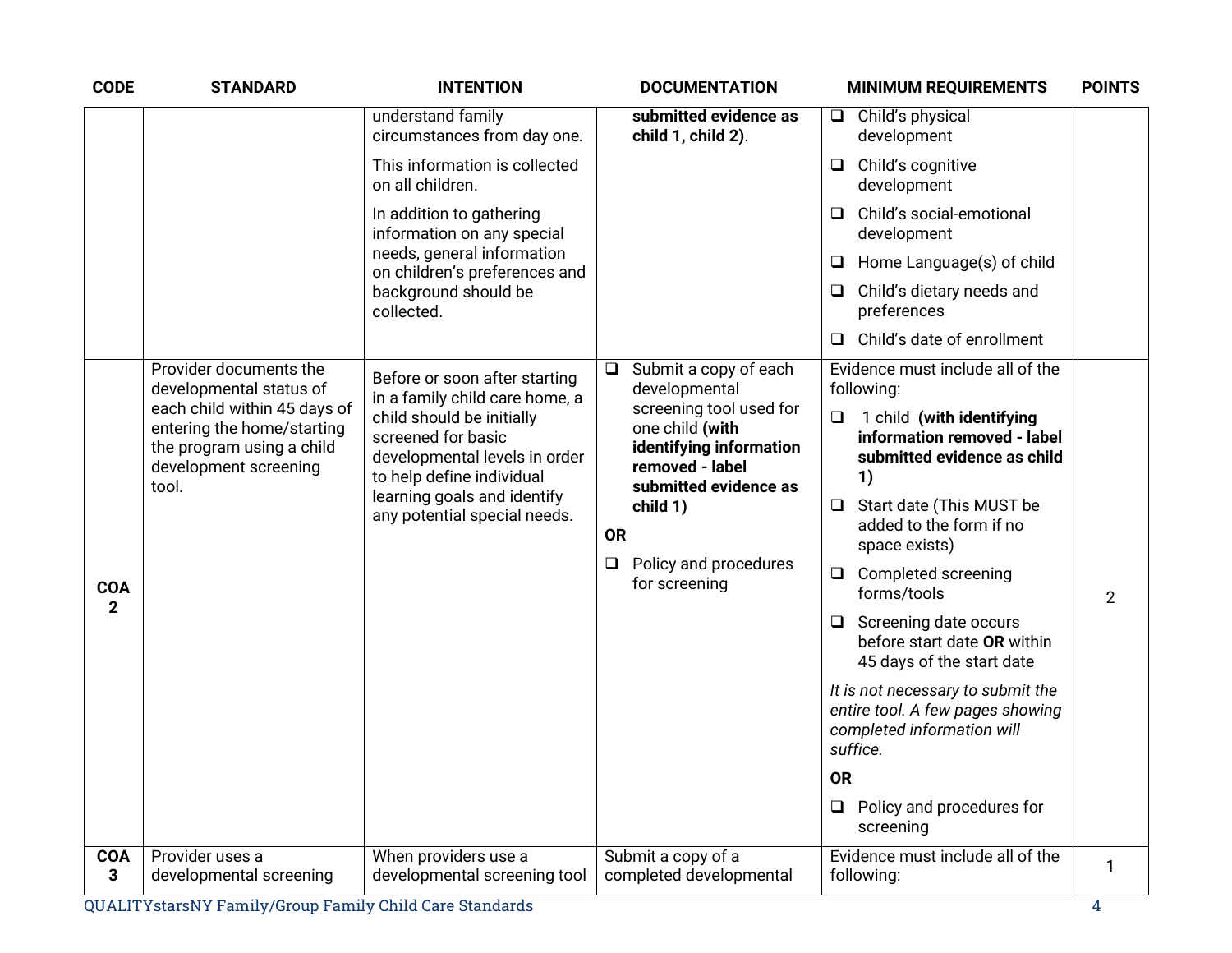| CODE | STANDARD | INTENTION | DOCUMENTATION | MINIMUM REQUIREMENTS | POINTS |
|---|---|---|---|---|---|
| | | understand family circumstances from day one.<br><br>This information is collected on all children.<br><br>In addition to gathering information on any special needs, general information on children's preferences and background should be collected. | **submitted evidence as child 1, child 2)**. | ❑ Child's physical development<br><br>❑ Child's cognitive development<br><br>❑ Child's social-emotional development<br><br>❑ Home Language(s) of child<br><br>❑ Child's dietary needs and preferences<br><br>❑ Child's date of enrollment | |
| **COA 2** | Provider documents the developmental status of each child within 45 days of entering the home/starting the program using a child development screening tool. | Before or soon after starting in a family child care home, a child should be initially screened for basic developmental levels in order to help define individual learning goals and identify any potential special needs. | ❑ Submit a copy of each developmental screening tool used for one child **(with identifying information removed - label submitted evidence as child 1)**<br><br>**OR**<br><br>❑ Policy and procedures for screening | Evidence must include all of the following:<br><br>❑ 1 child **(with identifying information removed - label submitted evidence as child 1)**<br><br>❑ Start date (This MUST be added to the form if no space exists)<br><br>❑ Completed screening forms/tools<br><br>❑ Screening date occurs before start date **OR** within 45 days of the start date<br><br>*It is not necessary to submit the entire tool. A few pages showing completed information will suffice.*<br><br>**OR**<br><br>❑ Policy and procedures for screening | 2 |
| **COA 3** | Provider uses a developmental screening | When providers use a developmental screening tool | Submit a copy of a completed developmental | Evidence must include all of the following: | 1 |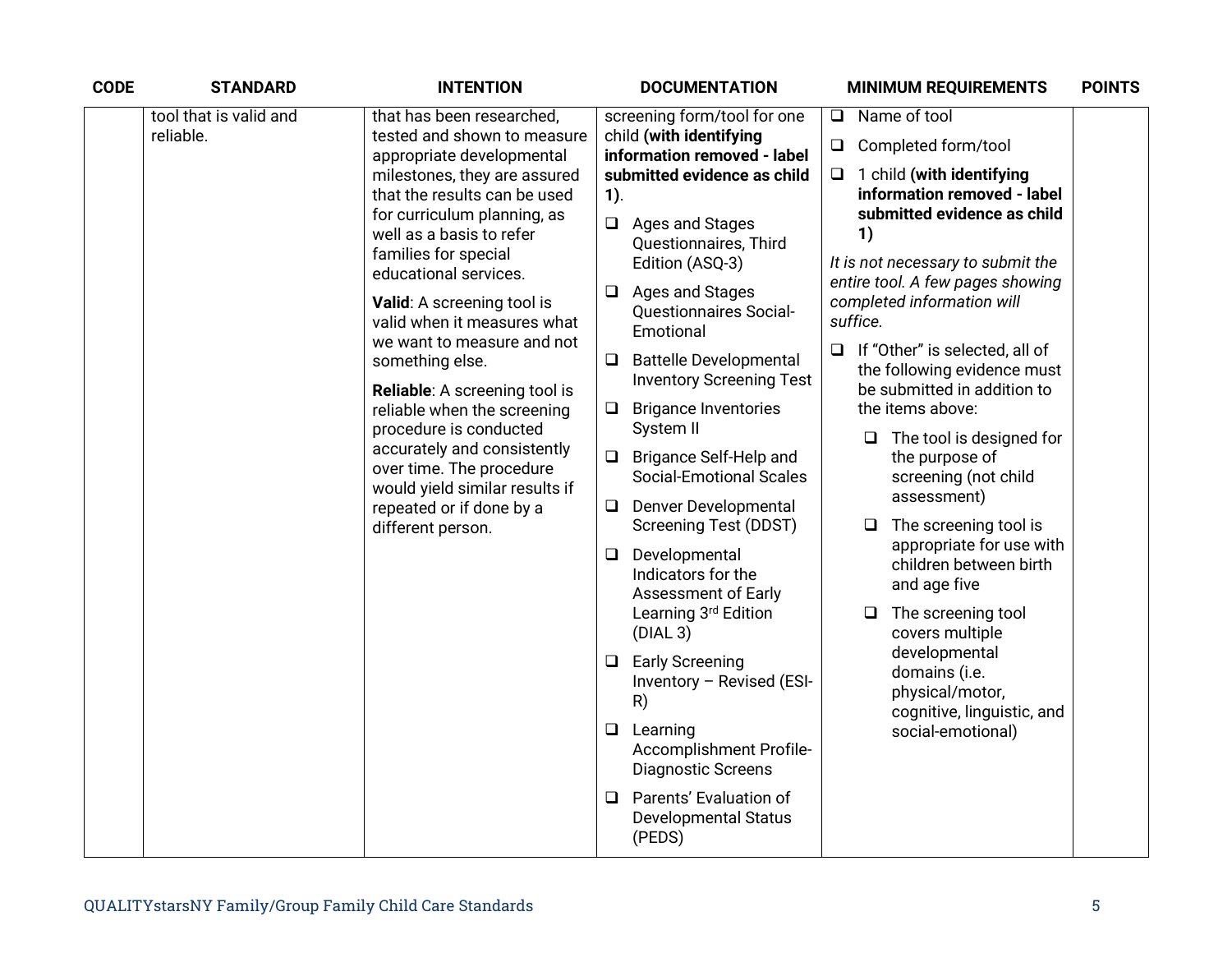| CODE | STANDARD | INTENTION | DOCUMENTATION | MINIMUM REQUIREMENTS | POINTS |
|---|---|---|---|---|---|
| | tool that is valid and reliable. | that has been researched, tested and shown to measure appropriate developmental milestones, they are assured that the results can be used for curriculum planning, as well as a basis to refer families for special educational services.<br><br>**Valid**: A screening tool is valid when it measures what we want to measure and not something else.<br><br>**Reliable**: A screening tool is reliable when the screening procedure is conducted accurately and consistently over time. The procedure would yield similar results if repeated or if done by a different person. | screening form/tool for one child **(with identifying information removed - label submitted evidence as child 1)**.<br><br>❑ Ages and Stages Questionnaires, Third Edition (ASQ-3)<br>❑ Ages and Stages Questionnaires Social-Emotional<br>❑ Battelle Developmental Inventory Screening Test<br>❑ Brigance Inventories System II<br>❑ Brigance Self-Help and Social-Emotional Scales<br>❑ Denver Developmental Screening Test (DDST)<br>❑ Developmental Indicators for the Assessment of Early Learning 3rd Edition (DIAL 3)<br>❑ Early Screening Inventory – Revised (ESI-R)<br>❑ Learning Accomplishment Profile-Diagnostic Screens<br>❑ Parents' Evaluation of Developmental Status (PEDS) | ❑ Name of tool<br>❑ Completed form/tool<br>❑ 1 child **(with identifying information removed - label submitted evidence as child 1)**<br><br>*It is not necessary to submit the entire tool. A few pages showing completed information will suffice.*<br><br>❑ If "Other" is selected, all of the following evidence must be submitted in addition to the items above:<br>&nbsp;&nbsp;❑ The tool is designed for the purpose of screening (not child assessment)<br>&nbsp;&nbsp;❑ The screening tool is appropriate for use with children between birth and age five<br>&nbsp;&nbsp;❑ The screening tool covers multiple developmental domains (i.e. physical/motor, cognitive, linguistic, and social-emotional) | |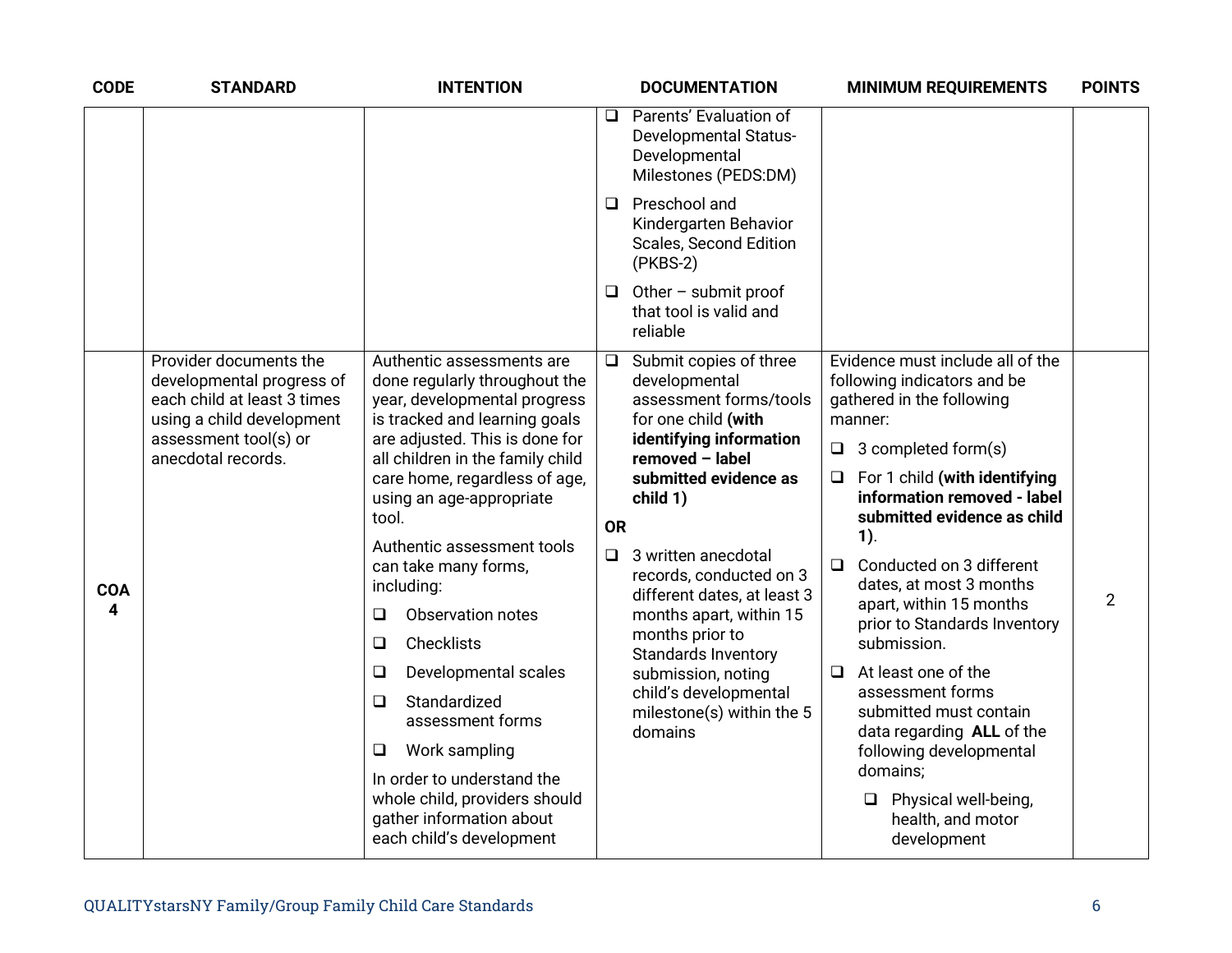| CODE | STANDARD | INTENTION | DOCUMENTATION | MINIMUM REQUIREMENTS | POINTS |
|---|---|---|---|---|---|
| | | | ❑ Parents' Evaluation of Developmental Status-Developmental Milestones (PEDS:DM)<br><br>❑ Preschool and Kindergarten Behavior Scales, Second Edition (PKBS-2)<br><br>❑ Other – submit proof that tool is valid and reliable | | |
| **COA 4** | Provider documents the developmental progress of each child at least 3 times using a child development assessment tool(s) or anecdotal records. | Authentic assessments are done regularly throughout the year, developmental progress is tracked and learning goals are adjusted. This is done for all children in the family child care home, regardless of age, using an age-appropriate tool.<br><br>Authentic assessment tools can take many forms, including:<br><br>❑ Observation notes<br>❑ Checklists<br>❑ Developmental scales<br>❑ Standardized assessment forms<br>❑ Work sampling<br><br>In order to understand the whole child, providers should gather information about each child's development | ❑ Submit copies of three developmental assessment forms/tools for one child **(with identifying information removed – label submitted evidence as child 1)**<br><br>**OR**<br><br>❑ 3 written anecdotal records, conducted on 3 different dates, at least 3 months apart, within 15 months prior to Standards Inventory submission, noting child's developmental milestone(s) within the 5 domains | Evidence must include all of the following indicators and be gathered in the following manner:<br><br>❑ 3 completed form(s)<br><br>❑ For 1 child **(with identifying information removed - label submitted evidence as child 1)**.<br><br>❑ Conducted on 3 different dates, at most 3 months apart, within 15 months prior to Standards Inventory submission.<br><br>❑ At least one of the assessment forms submitted must contain data regarding **ALL** of the following developmental domains;<br><br>❑ Physical well-being, health, and motor development | 2 |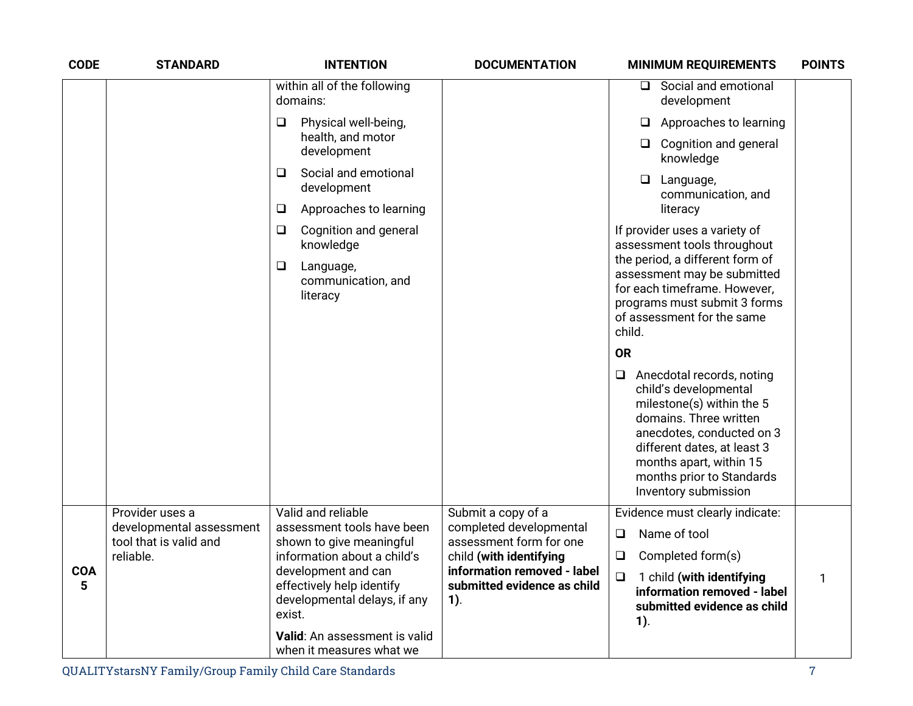| CODE | STANDARD | INTENTION | DOCUMENTATION | MINIMUM REQUIREMENTS | POINTS |
|---|---|---|---|---|---|
| | | within all of the following domains:<br>❑ Physical well-being, health, and motor development<br>❑ Social and emotional development<br>❑ Approaches to learning<br>❑ Cognition and general knowledge<br>❑ Language, communication, and literacy | | ❑ Social and emotional development<br>❑ Approaches to learning<br>❑ Cognition and general knowledge<br>❑ Language, communication, and literacy<br>If provider uses a variety of assessment tools throughout the period, a different form of assessment may be submitted for each timeframe. However, programs must submit 3 forms of assessment for the same child.<br>**OR**<br>❑ Anecdotal records, noting child's developmental milestone(s) within the 5 domains. Three written anecdotes, conducted on 3 different dates, at least 3 months apart, within 15 months prior to Standards Inventory submission | |
| **COA 5** | Provider uses a developmental assessment tool that is valid and reliable. | Valid and reliable assessment tools have been shown to give meaningful information about a child's development and can effectively help identify developmental delays, if any exist.<br>**Valid**: An assessment is valid when it measures what we | Submit a copy of a completed developmental assessment form for one child **(with identifying information removed - label submitted evidence as child 1)**. | Evidence must clearly indicate:<br>❑ Name of tool<br>❑ Completed form(s)<br>❑ 1 child **(with identifying information removed - label submitted evidence as child 1)**. | 1 |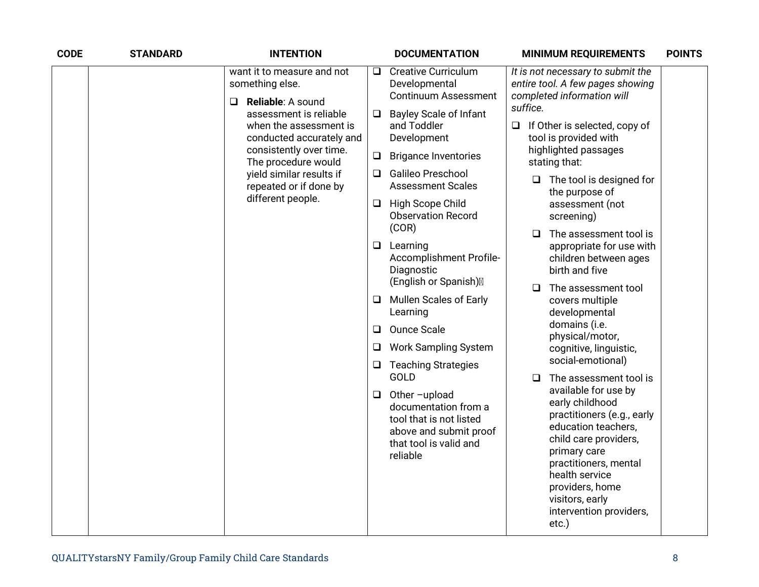| CODE | STANDARD | INTENTION | DOCUMENTATION | MINIMUM REQUIREMENTS | POINTS |
|---|---|---|---|---|---|
| | | want it to measure and not something else.<br><br>❑ **Reliable**: A sound assessment is reliable when the assessment is conducted accurately and consistently over time. The procedure would yield similar results if repeated or if done by different people. | ❑ Creative Curriculum Developmental Continuum Assessment<br><br>❑ Bayley Scale of Infant and Toddler Development<br><br>❑ Brigance Inventories<br><br>❑ Galileo Preschool Assessment Scales<br><br>❑ High Scope Child Observation Record (COR)<br><br>❑ Learning Accomplishment Profile-Diagnostic (English or Spanish)<br><br>❑ Mullen Scales of Early Learning<br><br>❑ Ounce Scale<br><br>❑ Work Sampling System<br><br>❑ Teaching Strategies GOLD<br><br>❑ Other –upload documentation from a tool that is not listed above and submit proof that tool is valid and reliable | *It is not necessary to submit the entire tool. A few pages showing completed information will suffice.*<br><br>❑ If Other is selected, copy of tool is provided with highlighted passages stating that:<br><br>❑ The tool is designed for the purpose of assessment (not screening)<br><br>❑ The assessment tool is appropriate for use with children between ages birth and five<br><br>❑ The assessment tool covers multiple developmental domains (i.e. physical/motor, cognitive, linguistic, social-emotional)<br><br>❑ The assessment tool is available for use by early childhood practitioners (e.g., early education teachers, child care providers, primary care practitioners, mental health service providers, home visitors, early intervention providers, etc.) | |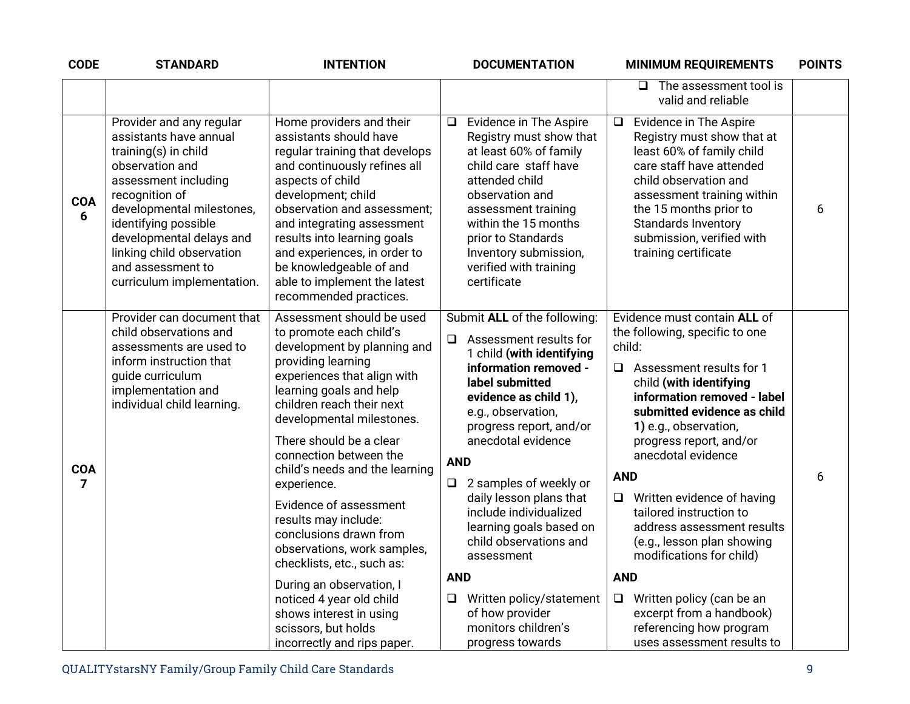| CODE | STANDARD | INTENTION | DOCUMENTATION | MINIMUM REQUIREMENTS | POINTS |
|---|---|---|---|---|---|
| | | | | ❑ The assessment tool is valid and reliable | |
| COA 6 | Provider and any regular assistants have annual training(s) in child observation and assessment including recognition of developmental milestones, identifying possible developmental delays and linking child observation and assessment to curriculum implementation. | Home providers and their assistants should have regular training that develops and continuously refines all aspects of child development; child observation and assessment; and integrating assessment results into learning goals and experiences, in order to be knowledgeable of and able to implement the latest recommended practices. | ❑ Evidence in The Aspire Registry must show that at least 60% of family child care staff have attended child observation and assessment training within the 15 months prior to Standards Inventory submission, verified with training certificate | ❑ Evidence in The Aspire Registry must show that at least 60% of family child care staff have attended child observation and assessment training within the 15 months prior to Standards Inventory submission, verified with training certificate | 6 |
| COA 7 | Provider can document that child observations and assessments are used to inform instruction that guide curriculum implementation and individual child learning. | Assessment should be used to promote each child's development by planning and providing learning experiences that align with learning goals and help children reach their next developmental milestones.<br><br>There should be a clear connection between the child's needs and the learning experience.<br><br>Evidence of assessment results may include: conclusions drawn from observations, work samples, checklists, etc., such as:<br><br>During an observation, I noticed 4 year old child shows interest in using scissors, but holds incorrectly and rips paper. | Submit **ALL** of the following:<br><br>❑ Assessment results for 1 child **(with identifying information removed - label submitted evidence as child 1),** e.g., observation, progress report, and/or anecdotal evidence<br><br>**AND**<br><br>❑ 2 samples of weekly or daily lesson plans that include individualized learning goals based on child observations and assessment<br><br>**AND**<br><br>❑ Written policy/statement of how provider monitors children's progress towards | Evidence must contain **ALL** of the following, specific to one child:<br><br>❑ Assessment results for 1 child **(with identifying information removed - label submitted evidence as child 1)** e.g., observation, progress report, and/or anecdotal evidence<br><br>**AND**<br><br>❑ Written evidence of having tailored instruction to address assessment results (e.g., lesson plan showing modifications for child)<br><br>**AND**<br><br>❑ Written policy (can be an excerpt from a handbook) referencing how program uses assessment results to | 6 |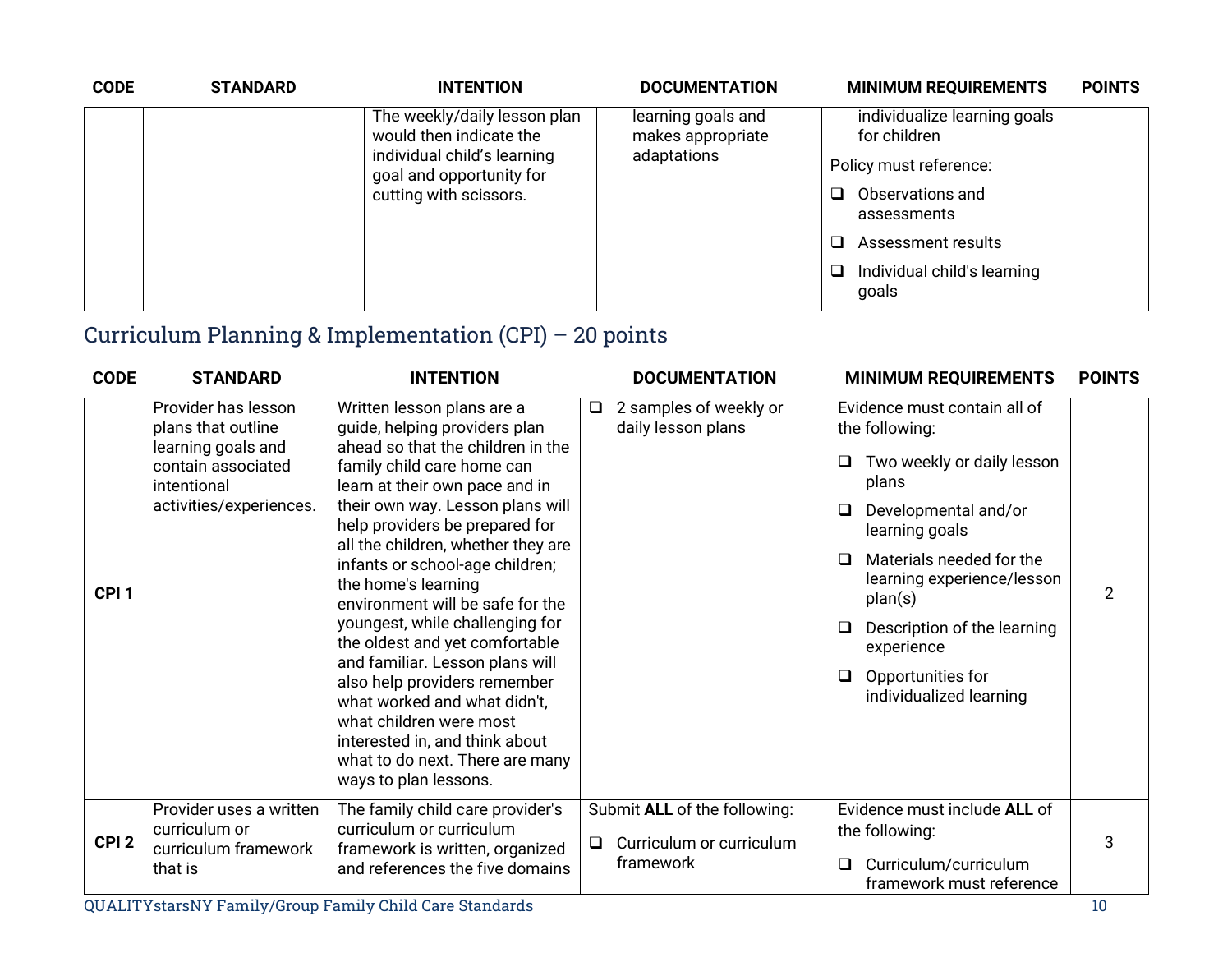| CODE | STANDARD | INTENTION | DOCUMENTATION | MINIMUM REQUIREMENTS | POINTS |
|---|---|---|---|---|---|
| | | The weekly/daily lesson plan would then include the individual child's learning goal and opportunity for cutting with scissors. | learning goals and makes appropriate adaptations | individualize learning goals for children<br>Policy must reference:<br>❑ Observations and assessments<br>❑ Assessment results<br>❑ Individual child's learning goals | |

## Curriculum Planning & Implementation (CPI) – 20 points

| CODE | STANDARD | INTENTION | DOCUMENTATION | MINIMUM REQUIREMENTS | POINTS |
|---|---|---|---|---|---|
| **CPI 1** | Provider has lesson plans that outline learning goals and contain associated intentional activities/experiences. | Written lesson plans are a guide, helping providers plan ahead so that the children in the family child care home can learn at their own pace and in their own way. Lesson plans will help providers be prepared for all the children, whether they are infants or school-age children; the home's learning environment will be safe for the youngest, while challenging for the oldest and yet comfortable and familiar. Lesson plans will also help providers remember what worked and what didn't, what children were most interested in, and think about what to do next. There are many ways to plan lessons. | ❑ 2 samples of weekly or daily lesson plans | Evidence must contain all of the following:<br>❑ Two weekly or daily lesson plans<br>❑ Developmental and/or learning goals<br>❑ Materials needed for the learning experience/lesson plan(s)<br>❑ Description of the learning experience<br>❑ Opportunities for individualized learning | 2 |
| **CPI 2** | Provider uses a written curriculum or curriculum framework that is | The family child care provider's curriculum or curriculum framework is written, organized and references the five domains | Submit **ALL** of the following:<br>❑ Curriculum or curriculum framework | Evidence must include **ALL** of the following:<br>❑ Curriculum/curriculum framework must reference | 3 |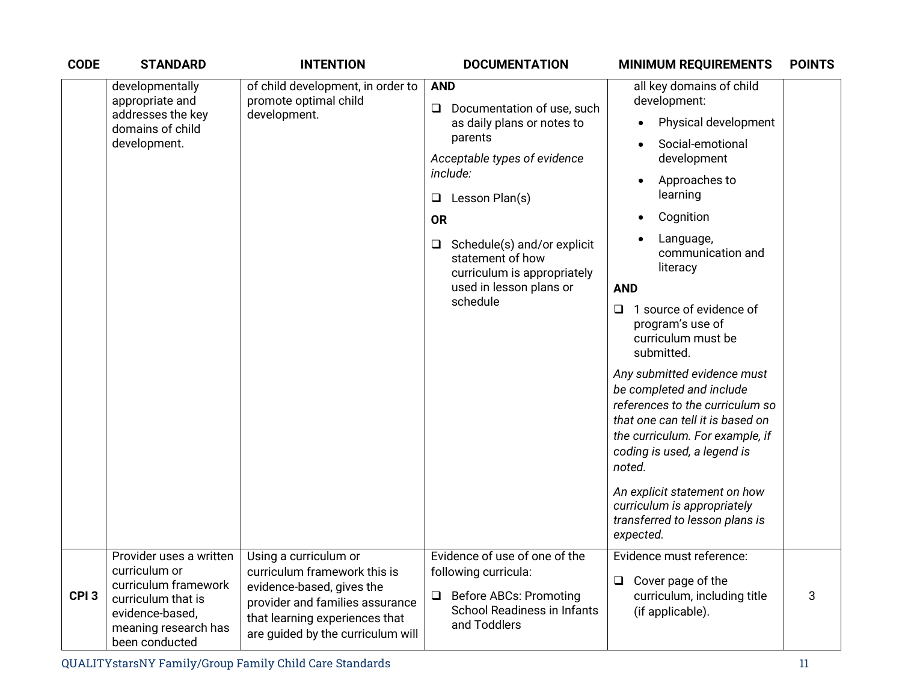| CODE | STANDARD | INTENTION | DOCUMENTATION | MINIMUM REQUIREMENTS | POINTS |
|---|---|---|---|---|---|
| | developmentally appropriate and addresses the key domains of child development. | of child development, in order to promote optimal child development. | **AND**<br>❑ Documentation of use, such as daily plans or notes to parents<br>*Acceptable types of evidence include:*<br>❑ Lesson Plan(s)<br>**OR**<br>❑ Schedule(s) and/or explicit statement of how curriculum is appropriately used in lesson plans or schedule | all key domains of child development:<br>• Physical development<br>• Social-emotional development<br>• Approaches to learning<br>• Cognition<br>• Language, communication and literacy<br>**AND**<br>❑ 1 source of evidence of program's use of curriculum must be submitted.<br>*Any submitted evidence must be completed and include references to the curriculum so that one can tell it is based on the curriculum. For example, if coding is used, a legend is noted.*<br>*An explicit statement on how curriculum is appropriately transferred to lesson plans is expected.* | |
| CPI 3 | Provider uses a written curriculum or curriculum framework curriculum that is evidence-based, meaning research has been conducted | Using a curriculum or curriculum framework this is evidence-based, gives the provider and families assurance that learning experiences that are guided by the curriculum will | Evidence of use of one of the following curricula:<br>❑ Before ABCs: Promoting School Readiness in Infants and Toddlers | Evidence must reference:<br>❑ Cover page of the curriculum, including title (if applicable). | 3 |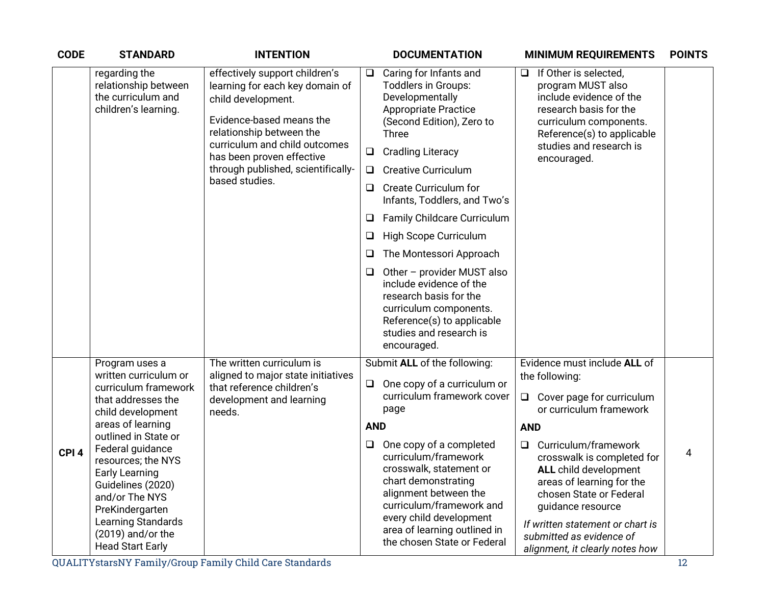| CODE | STANDARD | INTENTION | DOCUMENTATION | MINIMUM REQUIREMENTS | POINTS |
|---|---|---|---|---|---|
| | regarding the relationship between the curriculum and children's learning. | effectively support children's learning for each key domain of child development.<br><br>Evidence-based means the relationship between the curriculum and child outcomes has been proven effective through published, scientifically-based studies. | ❑ Caring for Infants and Toddlers in Groups: Developmentally Appropriate Practice (Second Edition), Zero to Three<br>❑ Cradling Literacy<br>❑ Creative Curriculum<br>❑ Create Curriculum for Infants, Toddlers, and Two's<br>❑ Family Childcare Curriculum<br>❑ High Scope Curriculum<br>❑ The Montessori Approach<br>❑ Other – provider MUST also include evidence of the research basis for the curriculum components. Reference(s) to applicable studies and research is encouraged. | ❑ If Other is selected, program MUST also include evidence of the research basis for the curriculum components. Reference(s) to applicable studies and research is encouraged. | |
| **CPI 4** | Program uses a written curriculum or curriculum framework that addresses the child development areas of learning outlined in State or Federal guidance resources; the NYS Early Learning Guidelines (2020) and/or The NYS PreKindergarten Learning Standards (2019) and/or the Head Start Early | The written curriculum is aligned to major state initiatives that reference children's development and learning needs. | Submit **ALL** of the following:<br>❑ One copy of a curriculum or curriculum framework cover page<br>**AND**<br>❑ One copy of a completed curriculum/framework crosswalk, statement or chart demonstrating alignment between the curriculum/framework and every child development area of learning outlined in the chosen State or Federal | Evidence must include **ALL** of the following:<br>❑ Cover page for curriculum or curriculum framework<br>**AND**<br>❑ Curriculum/framework crosswalk is completed for **ALL** child development areas of learning for the chosen State or Federal guidance resource<br>*If written statement or chart is submitted as evidence of alignment, it clearly notes how* | 4 |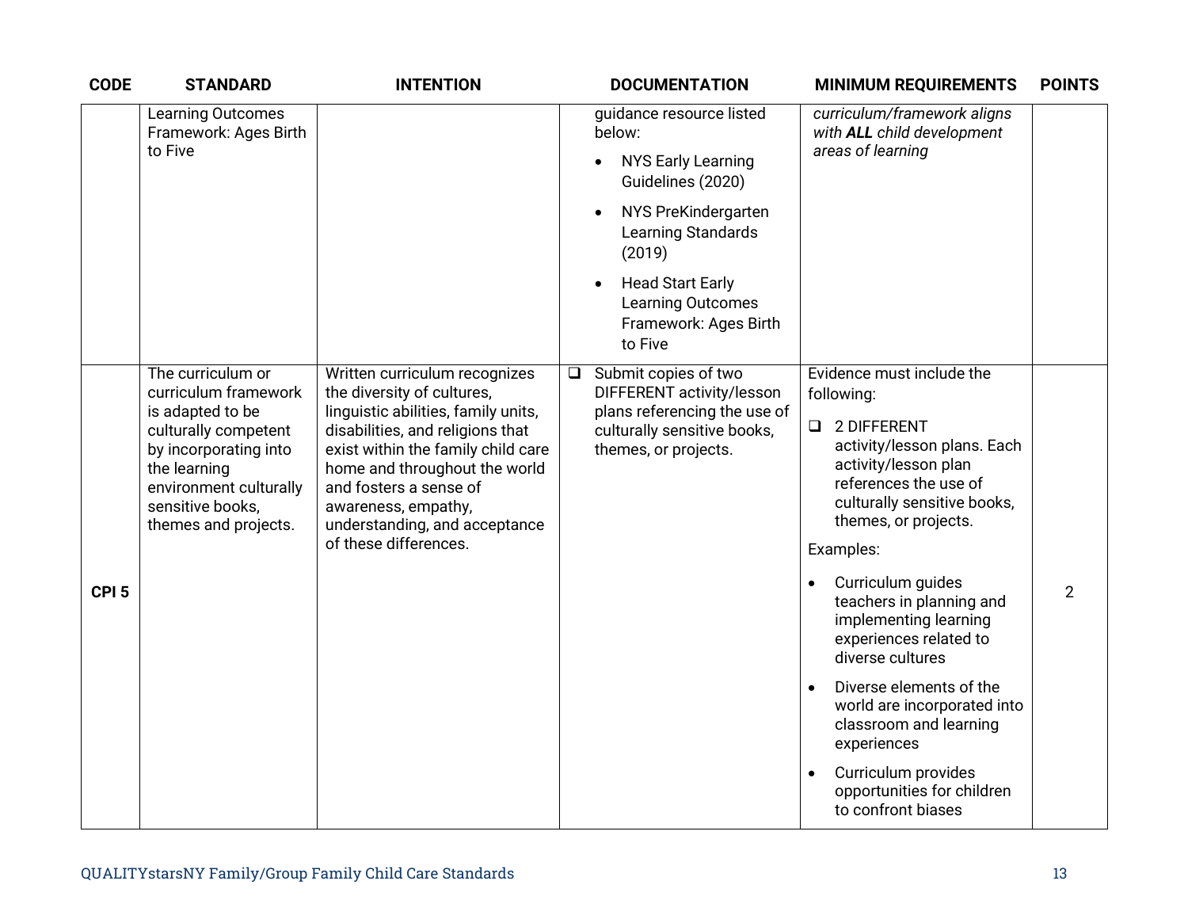| CODE | STANDARD | INTENTION | DOCUMENTATION | MINIMUM REQUIREMENTS | POINTS |
|---|---|---|---|---|---|
| | Learning Outcomes Framework: Ages Birth to Five | | guidance resource listed below:<br>• NYS Early Learning Guidelines (2020)<br>• NYS PreKindergarten Learning Standards (2019)<br>• Head Start Early Learning Outcomes Framework: Ages Birth to Five | *curriculum/framework aligns with* ***ALL*** *child development areas of learning* | |
| CPI 5 | The curriculum or curriculum framework is adapted to be culturally competent by incorporating into the learning environment culturally sensitive books, themes and projects. | Written curriculum recognizes the diversity of cultures, linguistic abilities, family units, disabilities, and religions that exist within the family child care home and throughout the world and fosters a sense of awareness, empathy, understanding, and acceptance of these differences. | ❑ Submit copies of two DIFFERENT activity/lesson plans referencing the use of culturally sensitive books, themes, or projects. | Evidence must include the following:<br>❑ 2 DIFFERENT activity/lesson plans. Each activity/lesson plan references the use of culturally sensitive books, themes, or projects.<br>Examples:<br>• Curriculum guides teachers in planning and implementing learning experiences related to diverse cultures<br>• Diverse elements of the world are incorporated into classroom and learning experiences<br>• Curriculum provides opportunities for children to confront biases | 2 |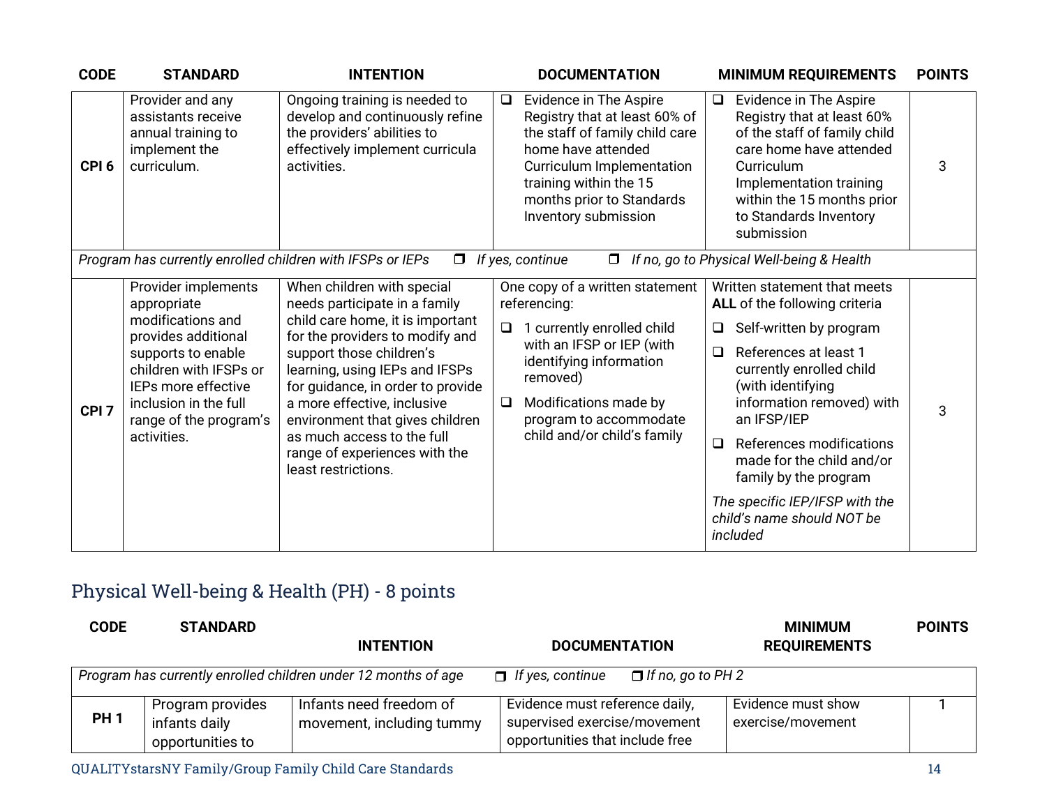| CODE | STANDARD | INTENTION | DOCUMENTATION | MINIMUM REQUIREMENTS | POINTS |
|---|---|---|---|---|---|
| CPI 6 | Provider and any assistants receive annual training to implement the curriculum. | Ongoing training is needed to develop and continuously refine the providers' abilities to effectively implement curricula activities. | ❑ Evidence in The Aspire Registry that at least 60% of the staff of family child care home have attended Curriculum Implementation training within the 15 months prior to Standards Inventory submission | ❑ Evidence in The Aspire Registry that at least 60% of the staff of family child care home have attended Curriculum Implementation training within the 15 months prior to Standards Inventory submission | 3 |
| *Program has currently enrolled children with IFSPs or IEPs* | | ❐ *If yes, continue* | ❐ *If no, go to Physical Well-being & Health* | | |
| CPI 7 | Provider implements appropriate modifications and provides additional supports to enable children with IFSPs or IEPs more effective inclusion in the full range of the program's activities. | When children with special needs participate in a family child care home, it is important for the providers to modify and support those children's learning, using IEPs and IFSPs for guidance, in order to provide a more effective, inclusive environment that gives children as much access to the full range of experiences with the least restrictions. | One copy of a written statement referencing:<br>❑ 1 currently enrolled child with an IFSP or IEP (with identifying information removed)<br>❑ Modifications made by program to accommodate child and/or child's family | Written statement that meets **ALL** of the following criteria<br>❑ Self-written by program<br>❑ References at least 1 currently enrolled child (with identifying information removed) with an IFSP/IEP<br>❑ References modifications made for the child and/or family by the program<br>*The specific IEP/IFSP with the child's name should NOT be included* | 3 |

## Physical Well-being & Health (PH) - 8 points

| CODE | STANDARD | INTENTION | DOCUMENTATION | MINIMUM REQUIREMENTS | POINTS |
|---|---|---|---|---|---|
| *Program has currently enrolled children under 12 months of age* | | | ❐ *If yes, continue* | ❐ *If no, go to PH 2* | |
| PH 1 | Program provides infants daily opportunities to | Infants need freedom of movement, including tummy | Evidence must reference daily, supervised exercise/movement opportunities that include free | Evidence must show exercise/movement | 1 |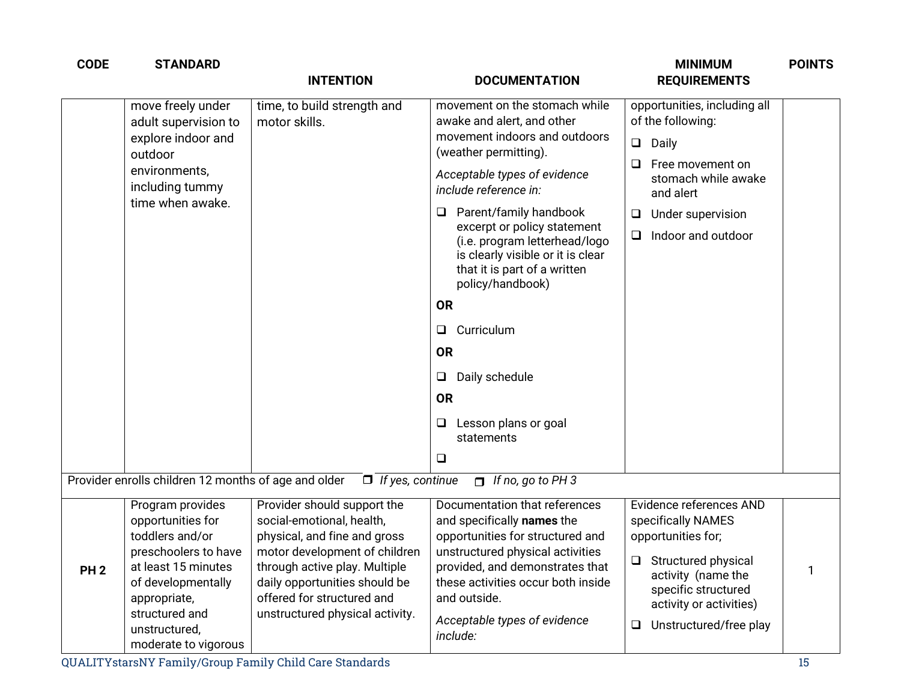| CODE | STANDARD | INTENTION | DOCUMENTATION | MINIMUM REQUIREMENTS | POINTS |
|---|---|---|---|---|---|
| | move freely under adult supervision to explore indoor and outdoor environments, including tummy time when awake. | time, to build strength and motor skills. | movement on the stomach while awake and alert, and other movement indoors and outdoors (weather permitting).<br>*Acceptable types of evidence include reference in:*<br>❑ Parent/family handbook excerpt or policy statement (i.e. program letterhead/logo is clearly visible or it is clear that it is part of a written policy/handbook)<br>**OR**<br>❑ Curriculum<br>**OR**<br>❑ Daily schedule<br>**OR**<br>❑ Lesson plans or goal statements<br>❑ | opportunities, including all of the following:<br>❑ Daily<br>❑ Free movement on stomach while awake and alert<br>❑ Under supervision<br>❑ Indoor and outdoor | |
| Provider enrolls children 12 months of age and older ❑ *If yes, continue* ❑ *If no, go to PH 3* | | | | | |
| **PH 2** | Program provides opportunities for toddlers and/or preschoolers to have at least 15 minutes of developmentally appropriate, structured and unstructured, moderate to vigorous | Provider should support the social-emotional, health, physical, and fine and gross motor development of children through active play. Multiple daily opportunities should be offered for structured and unstructured physical activity. | Documentation that references and specifically **names** the opportunities for structured and unstructured physical activities provided, and demonstrates that these activities occur both inside and outside.<br>*Acceptable types of evidence include:* | Evidence references AND specifically NAMES opportunities for;<br>❑ Structured physical activity (name the specific structured activity or activities)<br>❑ Unstructured/free play | 1 |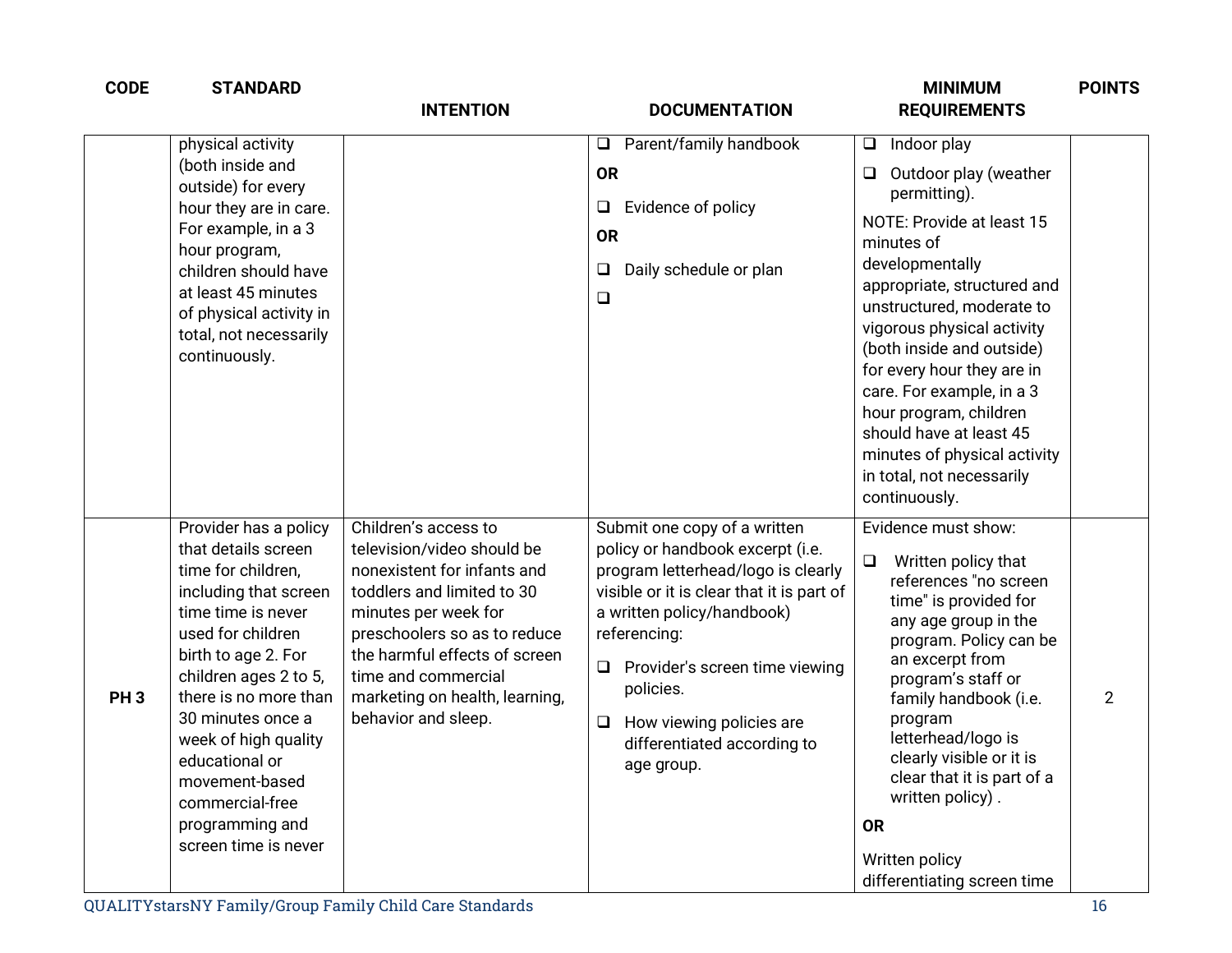| CODE | STANDARD | INTENTION | DOCUMENTATION | MINIMUM REQUIREMENTS | POINTS |
|---|---|---|---|---|---|
| | physical activity (both inside and outside) for every hour they are in care. For example, in a 3 hour program, children should have at least 45 minutes of physical activity in total, not necessarily continuously. | | ❑ Parent/family handbook<br>**OR**<br>❑ Evidence of policy<br>**OR**<br>❑ Daily schedule or plan<br>❑ | ❑ Indoor play<br>❑ Outdoor play (weather permitting).<br>NOTE: Provide at least 15 minutes of developmentally appropriate, structured and unstructured, moderate to vigorous physical activity (both inside and outside) for every hour they are in care. For example, in a 3 hour program, children should have at least 45 minutes of physical activity in total, not necessarily continuously. | |
| PH 3 | Provider has a policy that details screen time for children, including that screen time time is never used for children birth to age 2. For children ages 2 to 5, there is no more than 30 minutes once a week of high quality educational or movement-based commercial-free programming and screen time is never | Children's access to television/video should be nonexistent for infants and toddlers and limited to 30 minutes per week for preschoolers so as to reduce the harmful effects of screen time and commercial marketing on health, learning, behavior and sleep. | Submit one copy of a written policy or handbook excerpt (i.e. program letterhead/logo is clearly visible or it is clear that it is part of a written policy/handbook) referencing:<br>❑ Provider's screen time viewing policies.<br>❑ How viewing policies are differentiated according to age group. | Evidence must show:<br>❑ Written policy that references "no screen time" is provided for any age group in the program. Policy can be an excerpt from program's staff or family handbook (i.e. program letterhead/logo is clearly visible or it is clear that it is part of a written policy) .<br>**OR**<br>Written policy differentiating screen time | 2 |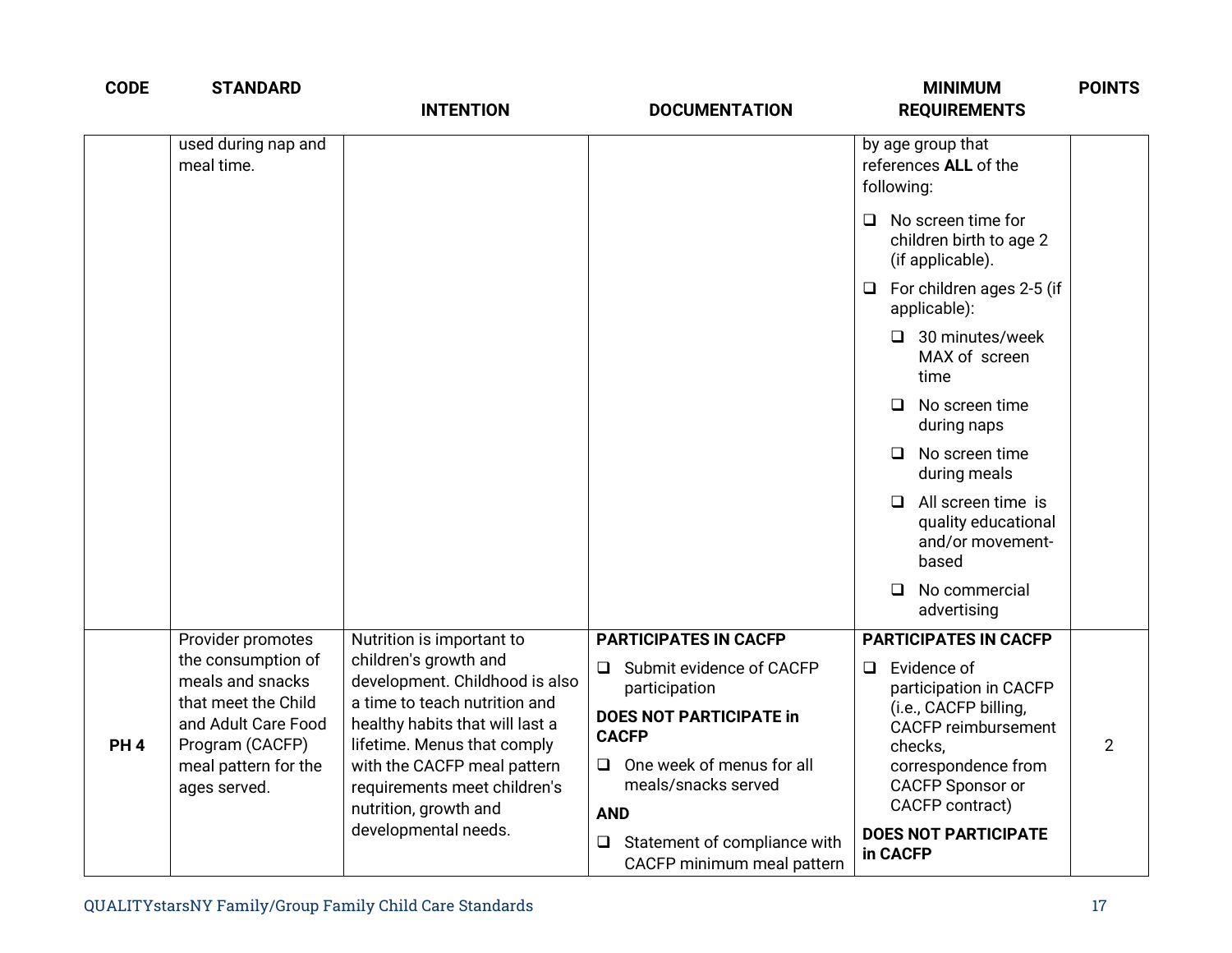| CODE | STANDARD | INTENTION | DOCUMENTATION | MINIMUM REQUIREMENTS | POINTS |
|---|---|---|---|---|---|
| | used during nap and meal time. | | | by age group that references **ALL** of the following:<br>❑ No screen time for children birth to age 2 (if applicable).<br>❑ For children ages 2-5 (if applicable):<br>❑ 30 minutes/week MAX of screen time<br>❑ No screen time during naps<br>❑ No screen time during meals<br>❑ All screen time is quality educational and/or movement-based<br>❑ No commercial advertising | |
| **PH 4** | Provider promotes the consumption of meals and snacks that meet the Child and Adult Care Food Program (CACFP) meal pattern for the ages served. | Nutrition is important to children's growth and development. Childhood is also a time to teach nutrition and healthy habits that will last a lifetime. Menus that comply with the CACFP meal pattern requirements meet children's nutrition, growth and developmental needs. | **PARTICIPATES IN CACFP**<br>❑ Submit evidence of CACFP participation<br>**DOES NOT PARTICIPATE in CACFP**<br>❑ One week of menus for all meals/snacks served<br>**AND**<br>❑ Statement of compliance with CACFP minimum meal pattern | **PARTICIPATES IN CACFP**<br>❑ Evidence of participation in CACFP (i.e., CACFP billing, CACFP reimbursement checks, correspondence from CACFP Sponsor or CACFP contract)<br>**DOES NOT PARTICIPATE in CACFP** | 2 |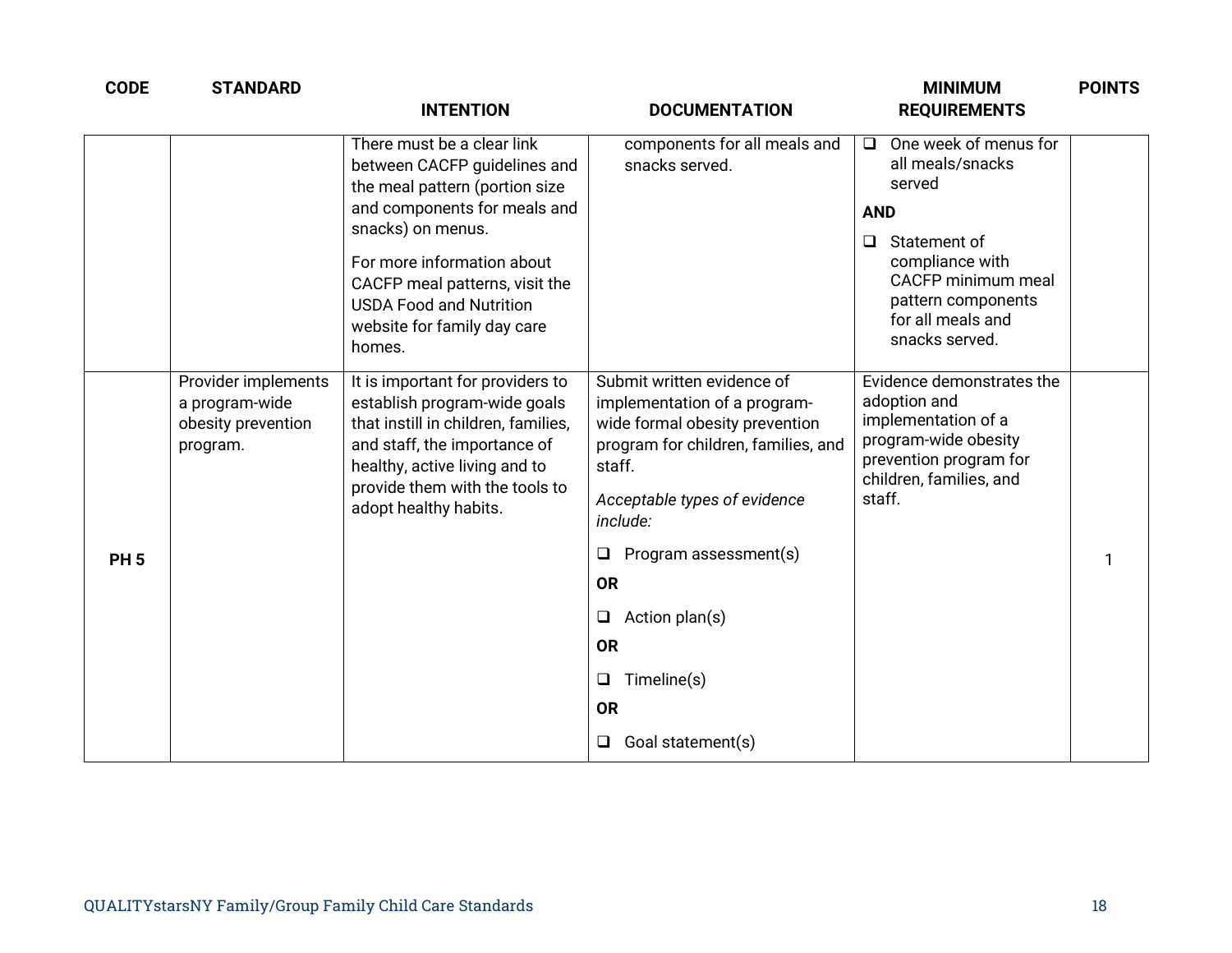| CODE | STANDARD | INTENTION | DOCUMENTATION | MINIMUM REQUIREMENTS | POINTS |
|---|---|---|---|---|---|
| | | There must be a clear link between CACFP guidelines and the meal pattern (portion size and components for meals and snacks) on menus.<br><br>For more information about CACFP meal patterns, visit the USDA Food and Nutrition website for family day care homes. | components for all meals and snacks served. | ❑ One week of menus for all meals/snacks served<br><br>**AND**<br><br>❑ Statement of compliance with CACFP minimum meal pattern components for all meals and snacks served. | |
| **PH 5** | Provider implements a program-wide obesity prevention program. | It is important for providers to establish program-wide goals that instill in children, families, and staff, the importance of healthy, active living and to provide them with the tools to adopt healthy habits. | Submit written evidence of implementation of a program-wide formal obesity prevention program for children, families, and staff.<br><br>*Acceptable types of evidence include:*<br><br>❑ Program assessment(s)<br><br>**OR**<br><br>❑ Action plan(s)<br><br>**OR**<br><br>❑ Timeline(s)<br><br>**OR**<br><br>❑ Goal statement(s) | Evidence demonstrates the adoption and implementation of a program-wide obesity prevention program for children, families, and staff. | 1 |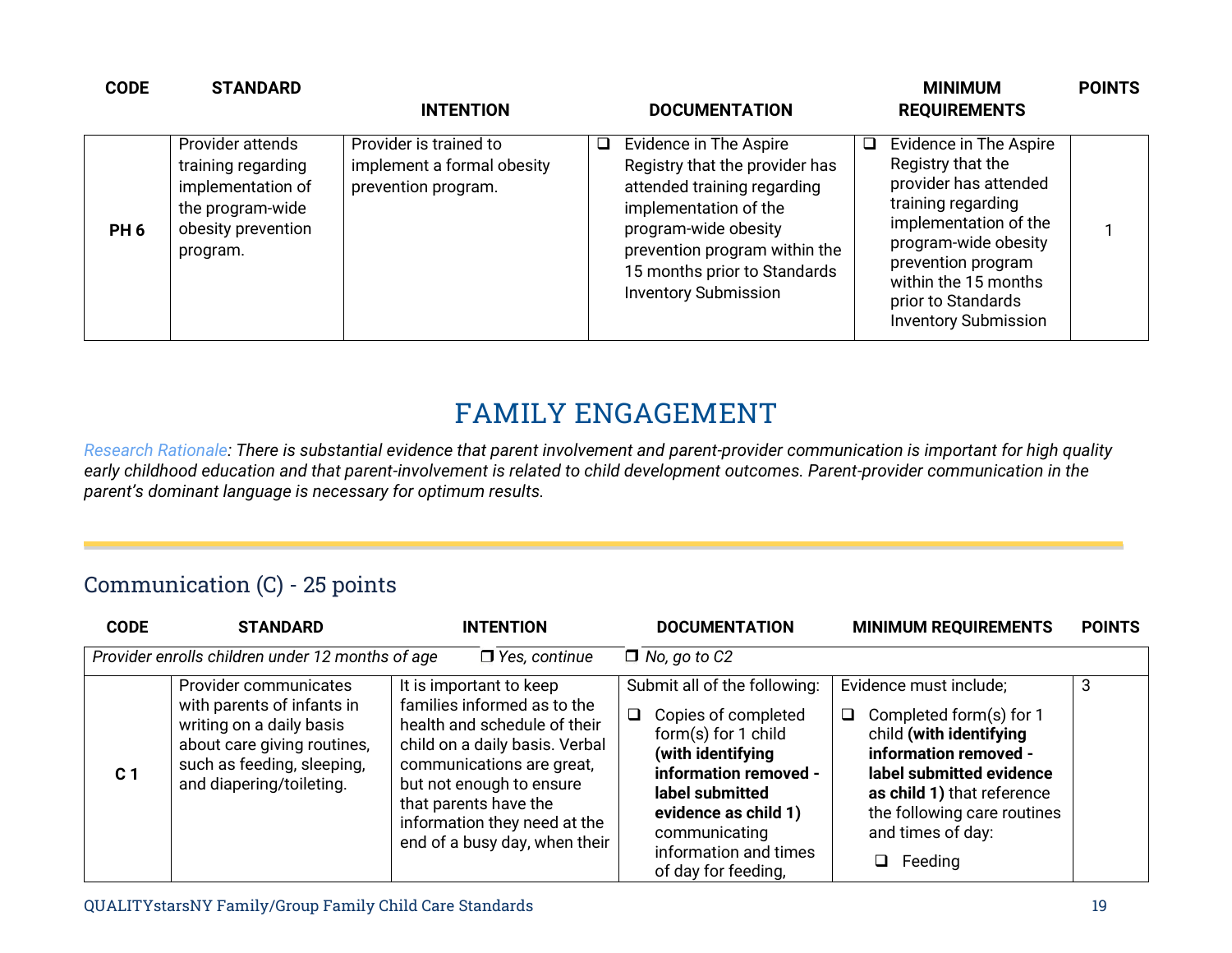| CODE | STANDARD | INTENTION | DOCUMENTATION | MINIMUM REQUIREMENTS | POINTS |
|---|---|---|---|---|---|
| **PH 6** | Provider attends training regarding implementation of the program-wide obesity prevention program. | Provider is trained to implement a formal obesity prevention program. | ❑ Evidence in The Aspire Registry that the provider has attended training regarding implementation of the program-wide obesity prevention program within the 15 months prior to Standards Inventory Submission | ❑ Evidence in The Aspire Registry that the provider has attended training regarding implementation of the program-wide obesity prevention program within the 15 months prior to Standards Inventory Submission | 1 |

# FAMILY ENGAGEMENT

*Research Rationale: There is substantial evidence that parent involvement and parent-provider communication is important for high quality early childhood education and that parent-involvement is related to child development outcomes. Parent-provider communication in the parent's dominant language is necessary for optimum results.*

## Communication (C) - 25 points

| CODE | STANDARD | INTENTION | DOCUMENTATION | MINIMUM REQUIREMENTS | POINTS |
|---|---|---|---|---|---|
| *Provider enrolls children under 12 months of age* | | ❒ *Yes, continue* | ❒ *No, go to C2* | | |
| **C 1** | Provider communicates with parents of infants in writing on a daily basis about care giving routines, such as feeding, sleeping, and diapering/toileting. | It is important to keep families informed as to the health and schedule of their child on a daily basis. Verbal communications are great, but not enough to ensure that parents have the information they need at the end of a busy day, when their | Submit all of the following:<br>❑ Copies of completed form(s) for 1 child **(with identifying information removed - label submitted evidence as child 1)** communicating information and times of day for feeding, | Evidence must include;<br>❑ Completed form(s) for 1 child **(with identifying information removed - label submitted evidence as child 1)** that reference the following care routines and times of day:<br>❑ Feeding | 3 |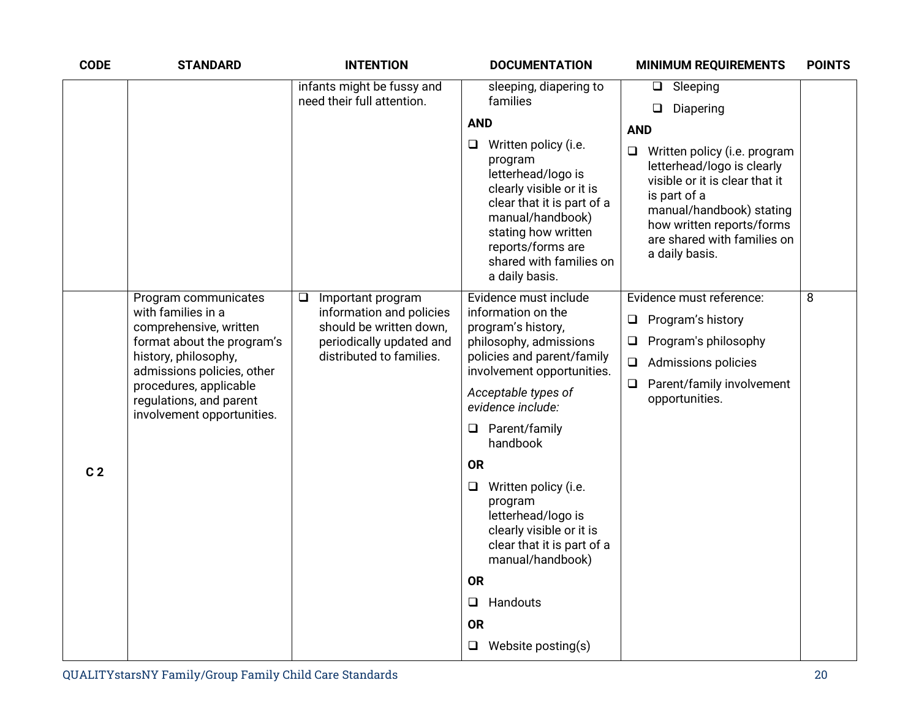| CODE | STANDARD | INTENTION | DOCUMENTATION | MINIMUM REQUIREMENTS | POINTS |
|---|---|---|---|---|---|
| | | infants might be fussy and need their full attention. | sleeping, diapering to families<br><br>**AND**<br><br>❑ Written policy (i.e. program letterhead/logo is clearly visible or it is clear that it is part of a manual/handbook) stating how written reports/forms are shared with families on a daily basis. | ❑ Sleeping<br><br>❑ Diapering<br><br>**AND**<br><br>❑ Written policy (i.e. program letterhead/logo is clearly visible or it is clear that it is part of a manual/handbook) stating how written reports/forms are shared with families on a daily basis. | |
| **C 2** | Program communicates with families in a comprehensive, written format about the program's history, philosophy, admissions policies, other procedures, applicable regulations, and parent involvement opportunities. | ❑ Important program information and policies should be written down, periodically updated and distributed to families. | Evidence must include information on the program's history, philosophy, admissions policies and parent/family involvement opportunities.<br><br>*Acceptable types of evidence include:*<br><br>❑ Parent/family handbook<br><br>**OR**<br><br>❑ Written policy (i.e. program letterhead/logo is clearly visible or it is clear that it is part of a manual/handbook)<br><br>**OR**<br><br>❑ Handouts<br><br>**OR**<br><br>❑ Website posting(s) | Evidence must reference:<br><br>❑ Program's history<br><br>❑ Program's philosophy<br><br>❑ Admissions policies<br><br>❑ Parent/family involvement opportunities. | 8 |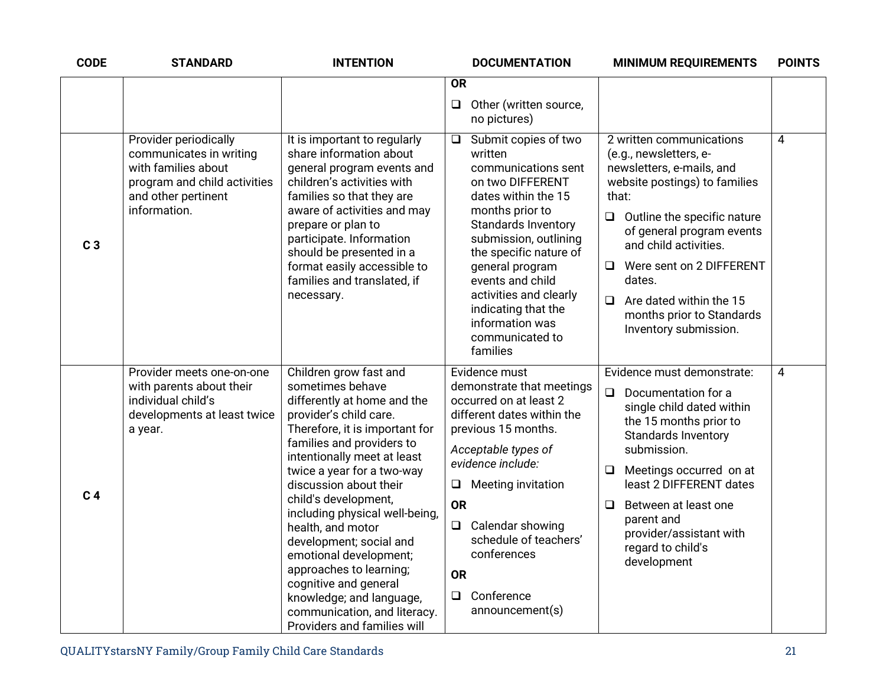| CODE | STANDARD | INTENTION | DOCUMENTATION | MINIMUM REQUIREMENTS | POINTS |
|---|---|---|---|---|---|
| | | | **OR**<br>❑ Other (written source, no pictures) | | |
| **C 3** | Provider periodically communicates in writing with families about program and child activities and other pertinent information. | It is important to regularly share information about general program events and children's activities with families so that they are aware of activities and may prepare or plan to participate. Information should be presented in a format easily accessible to families and translated, if necessary. | ❑ Submit copies of two written communications sent on two DIFFERENT dates within the 15 months prior to Standards Inventory submission, outlining the specific nature of general program events and child activities and clearly indicating that the information was communicated to families | 2 written communications (e.g., newsletters, e-newsletters, e-mails, and website postings) to families that:<br>❑ Outline the specific nature of general program events and child activities.<br>❑ Were sent on 2 DIFFERENT dates.<br>❑ Are dated within the 15 months prior to Standards Inventory submission. | 4 |
| **C 4** | Provider meets one-on-one with parents about their individual child's developments at least twice a year. | Children grow fast and sometimes behave differently at home and the provider's child care. Therefore, it is important for families and providers to intentionally meet at least twice a year for a two-way discussion about their child's development, including physical well-being, health, and motor development; social and emotional development; approaches to learning; cognitive and general knowledge; and language, communication, and literacy. Providers and families will | Evidence must demonstrate that meetings occurred on at least 2 different dates within the previous 15 months.<br>*Acceptable types of evidence include:*<br>❑ Meeting invitation<br>**OR**<br>❑ Calendar showing schedule of teachers' conferences<br>**OR**<br>❑ Conference announcement(s) | Evidence must demonstrate:<br>❑ Documentation for a single child dated within the 15 months prior to Standards Inventory submission.<br>❑ Meetings occurred on at least 2 DIFFERENT dates<br>❑ Between at least one parent and provider/assistant with regard to child's development | 4 |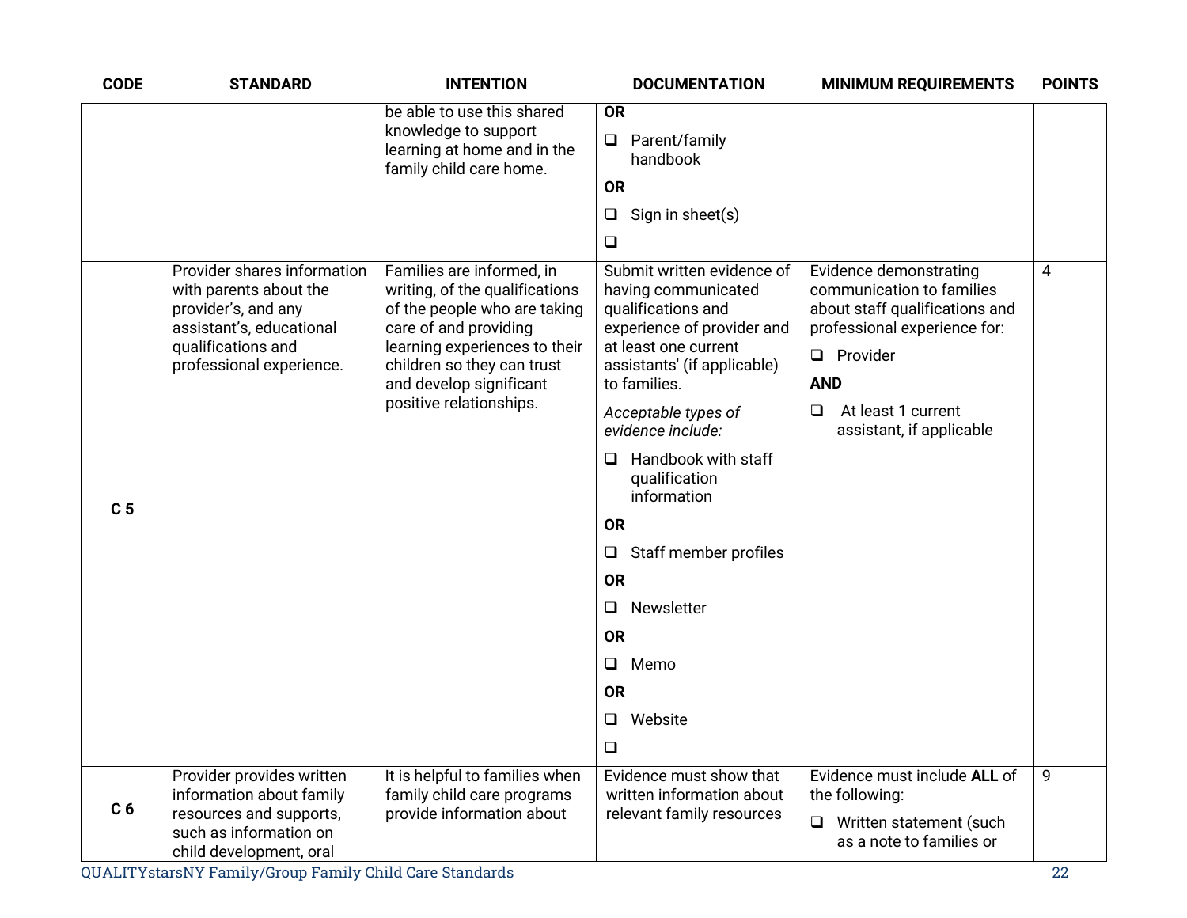| CODE | STANDARD | INTENTION | DOCUMENTATION | MINIMUM REQUIREMENTS | POINTS |
|---|---|---|---|---|---|
| | | be able to use this shared knowledge to support learning at home and in the family child care home. | **OR**<br>❑ Parent/family handbook<br>**OR**<br>❑ Sign in sheet(s)<br>❑ | | |
| **C 5** | Provider shares information with parents about the provider's, and any assistant's, educational qualifications and professional experience. | Families are informed, in writing, of the qualifications of the people who are taking care of and providing learning experiences to their children so they can trust and develop significant positive relationships. | Submit written evidence of having communicated qualifications and experience of provider and at least one current assistants' (if applicable) to families.<br>*Acceptable types of evidence include:*<br>❑ Handbook with staff qualification information<br>**OR**<br>❑ Staff member profiles<br>**OR**<br>❑ Newsletter<br>**OR**<br>❑ Memo<br>**OR**<br>❑ Website<br>❑ | Evidence demonstrating communication to families about staff qualifications and professional experience for:<br>❑ Provider<br>**AND**<br>❑ At least 1 current assistant, if applicable | 4 |
| **C 6** | Provider provides written information about family resources and supports, such as information on child development, oral | It is helpful to families when family child care programs provide information about | Evidence must show that written information about relevant family resources | Evidence must include **ALL** of the following:<br>❑ Written statement (such as a note to families or | 9 |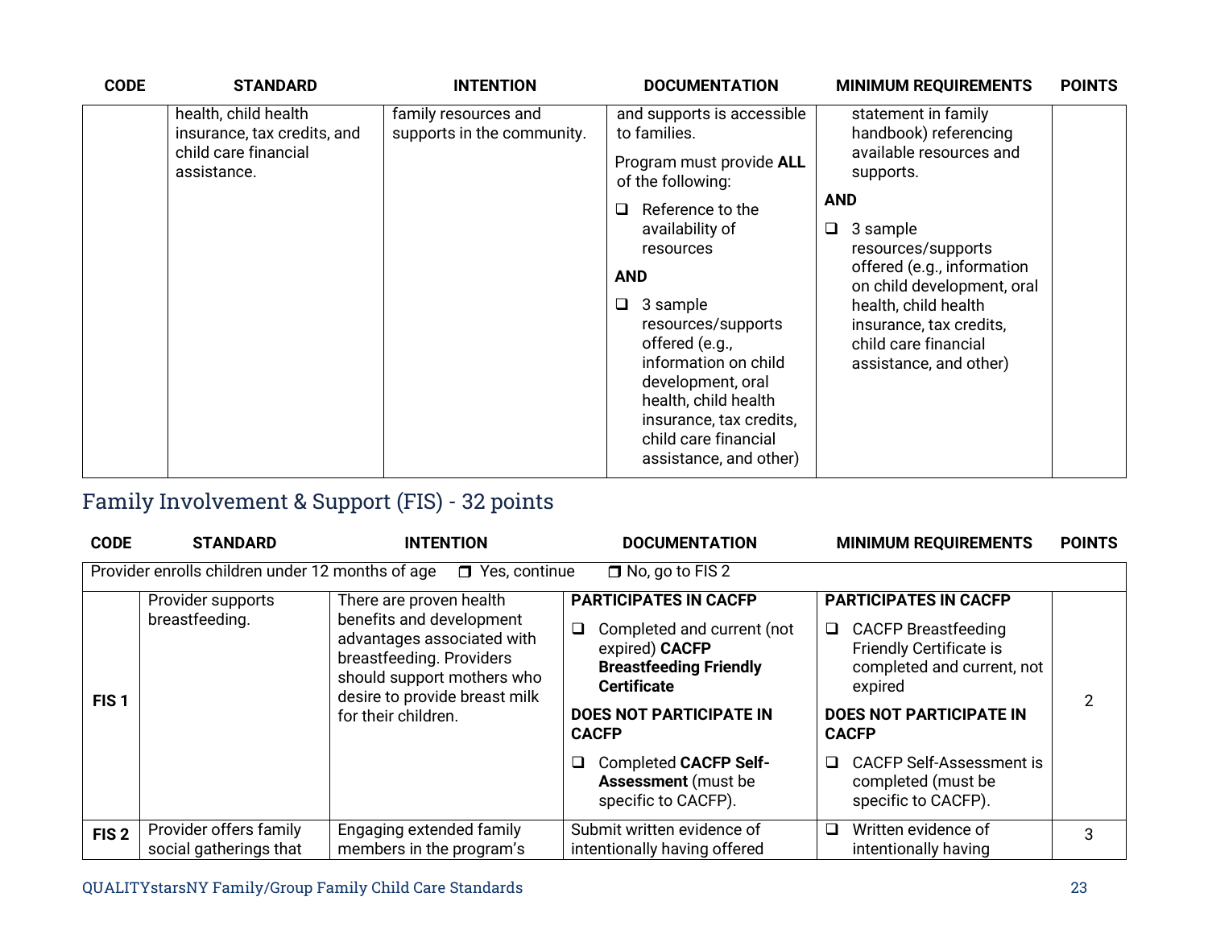| CODE | STANDARD | INTENTION | DOCUMENTATION | MINIMUM REQUIREMENTS | POINTS |
|---|---|---|---|---|---|
| | health, child health insurance, tax credits, and child care financial assistance. | family resources and supports in the community. | and supports is accessible to families.<br><br>Program must provide **ALL** of the following:<br><br>❑ Reference to the availability of resources<br><br>**AND**<br><br>❑ 3 sample resources/supports offered (e.g., information on child development, oral health, child health insurance, tax credits, child care financial assistance, and other) | statement in family handbook) referencing available resources and supports.<br><br>**AND**<br><br>❑ 3 sample resources/supports offered (e.g., information on child development, oral health, child health insurance, tax credits, child care financial assistance, and other) | |

## Family Involvement & Support (FIS) - 32 points

| CODE | STANDARD | INTENTION | DOCUMENTATION | MINIMUM REQUIREMENTS | POINTS |
|---|---|---|---|---|---|
| Provider enrolls children under 12 months of age ❒ Yes, continue ❒ No, go to FIS 2 | | | | | |
| **FIS 1** | Provider supports breastfeeding. | There are proven health benefits and development advantages associated with breastfeeding. Providers should support mothers who desire to provide breast milk for their children. | **PARTICIPATES IN CACFP**<br><br>❑ Completed and current (not expired) **CACFP Breastfeeding Friendly Certificate**<br><br>**DOES NOT PARTICIPATE IN CACFP**<br><br>❑ Completed **CACFP Self-Assessment** (must be specific to CACFP). | **PARTICIPATES IN CACFP**<br><br>❑ CACFP Breastfeeding Friendly Certificate is completed and current, not expired<br><br>**DOES NOT PARTICIPATE IN CACFP**<br><br>❑ CACFP Self-Assessment is completed (must be specific to CACFP). | 2 |
| **FIS 2** | Provider offers family social gatherings that | Engaging extended family members in the program's | Submit written evidence of intentionally having offered | ❑ Written evidence of intentionally having | 3 |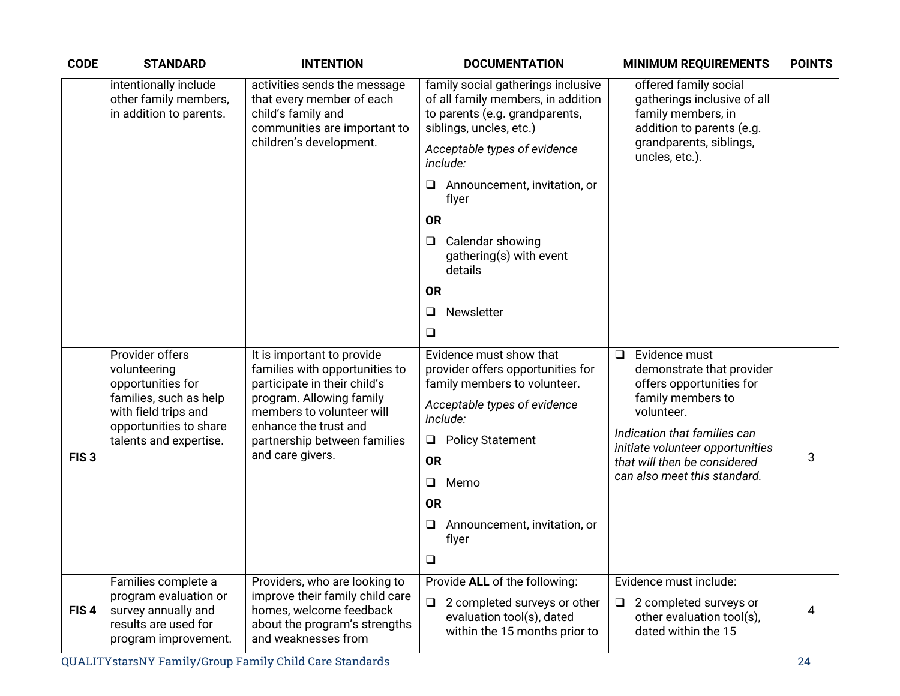| CODE | STANDARD | INTENTION | DOCUMENTATION | MINIMUM REQUIREMENTS | POINTS |
|---|---|---|---|---|---|
| | intentionally include other family members, in addition to parents. | activities sends the message that every member of each child's family and communities are important to children's development. | family social gatherings inclusive of all family members, in addition to parents (e.g. grandparents, siblings, uncles, etc.)<br>*Acceptable types of evidence include:*<br>❑ Announcement, invitation, or flyer<br>**OR**<br>❑ Calendar showing gathering(s) with event details<br>**OR**<br>❑ Newsletter<br>❑ | offered family social gatherings inclusive of all family members, in addition to parents (e.g. grandparents, siblings, uncles, etc.). | |
| FIS 3 | Provider offers volunteering opportunities for families, such as help with field trips and opportunities to share talents and expertise. | It is important to provide families with opportunities to participate in their child's program. Allowing family members to volunteer will enhance the trust and partnership between families and care givers. | Evidence must show that provider offers opportunities for family members to volunteer.<br>*Acceptable types of evidence include:*<br>❑ Policy Statement<br>**OR**<br>❑ Memo<br>**OR**<br>❑ Announcement, invitation, or flyer<br>❑ | ❑ Evidence must demonstrate that provider offers opportunities for family members to volunteer.<br>*Indication that families can initiate volunteer opportunities that will then be considered can also meet this standard.* | 3 |
| FIS 4 | Families complete a program evaluation or survey annually and results are used for program improvement. | Providers, who are looking to improve their family child care homes, welcome feedback about the program's strengths and weaknesses from | Provide **ALL** of the following:<br>❑ 2 completed surveys or other evaluation tool(s), dated within the 15 months prior to | Evidence must include:<br>❑ 2 completed surveys or other evaluation tool(s), dated within the 15 | 4 |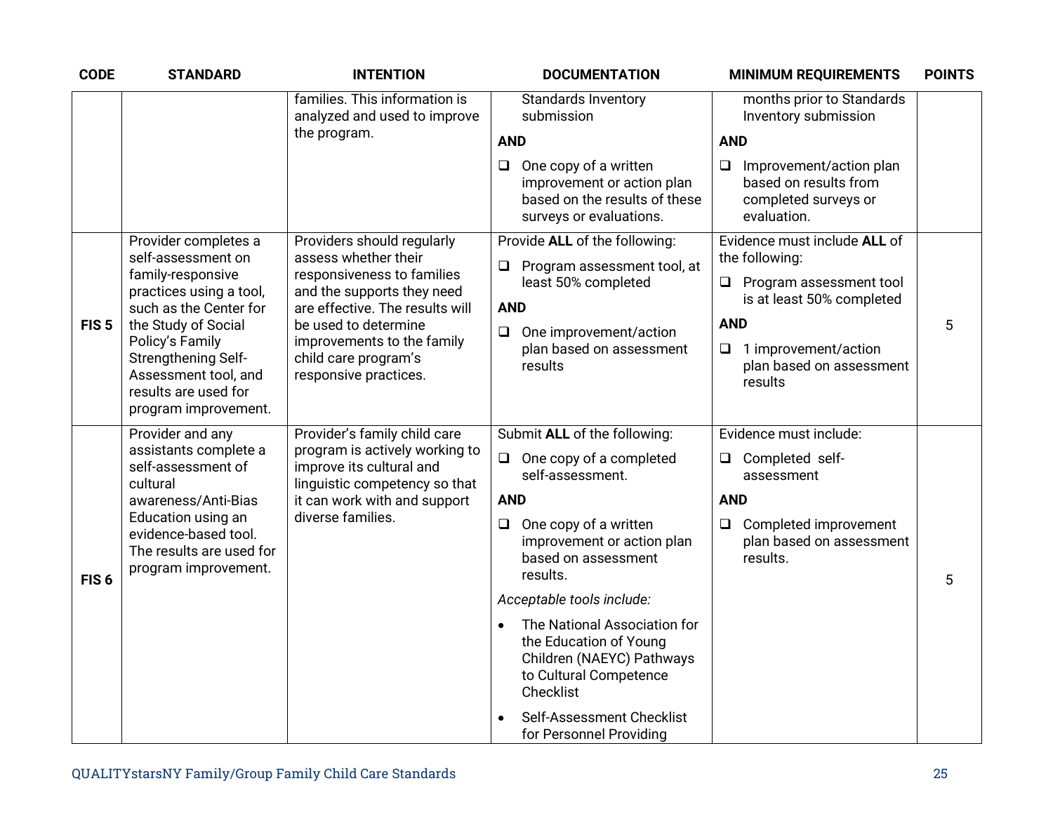| CODE | STANDARD | INTENTION | DOCUMENTATION | MINIMUM REQUIREMENTS | POINTS |
|---|---|---|---|---|---|
| | | families. This information is analyzed and used to improve the program. | Standards Inventory submission<br>**AND**<br>❑ One copy of a written improvement or action plan based on the results of these surveys or evaluations. | months prior to Standards Inventory submission<br>**AND**<br>❑ Improvement/action plan based on results from completed surveys or evaluation. | |
| **FIS 5** | Provider completes a self-assessment on family-responsive practices using a tool, such as the Center for the Study of Social Policy's Family Strengthening Self-Assessment tool, and results are used for program improvement. | Providers should regularly assess whether their responsiveness to families and the supports they need are effective. The results will be used to determine improvements to the family child care program's responsive practices. | Provide **ALL** of the following:<br>❑ Program assessment tool, at least 50% completed<br>**AND**<br>❑ One improvement/action plan based on assessment results | Evidence must include **ALL** of the following:<br>❑ Program assessment tool is at least 50% completed<br>**AND**<br>❑ 1 improvement/action plan based on assessment results | 5 |
| **FIS 6** | Provider and any assistants complete a self-assessment of cultural awareness/Anti-Bias Education using an evidence-based tool. The results are used for program improvement. | Provider's family child care program is actively working to improve its cultural and linguistic competency so that it can work with and support diverse families. | Submit **ALL** of the following:<br>❑ One copy of a completed self-assessment.<br>**AND**<br>❑ One copy of a written improvement or action plan based on assessment results.<br>*Acceptable tools include:*<br>• The National Association for the Education of Young Children (NAEYC) Pathways to Cultural Competence Checklist<br>• Self-Assessment Checklist for Personnel Providing | Evidence must include:<br>❑ Completed self-assessment<br>**AND**<br>❑ Completed improvement plan based on assessment results. | 5 |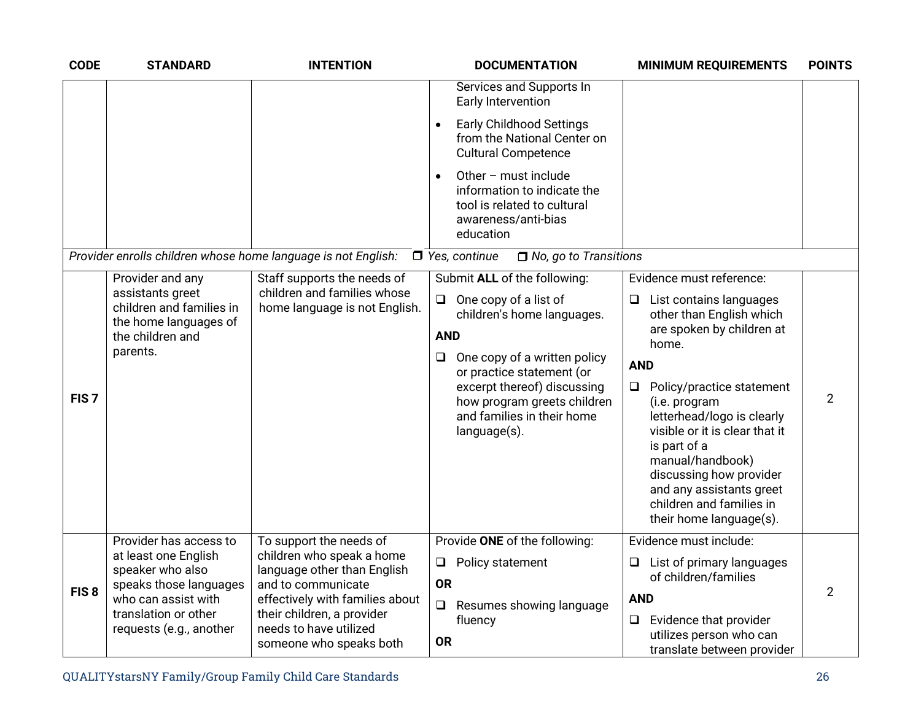| CODE | STANDARD | INTENTION | DOCUMENTATION | MINIMUM REQUIREMENTS | POINTS |
|---|---|---|---|---|---|
| | | | Services and Supports In Early Intervention<br>• Early Childhood Settings from the National Center on Cultural Competence<br>• Other – must include information to indicate the tool is related to cultural awareness/anti-bias education | | |
| *Provider enrolls children whose home language is not English:* ❐ *Yes, continue* ❐ *No, go to Transitions* | | | | | |
| **FIS 7** | Provider and any assistants greet children and families in the home languages of the children and parents. | Staff supports the needs of children and families whose home language is not English. | Submit **ALL** of the following:<br>❑ One copy of a list of children's home languages.<br>**AND**<br>❑ One copy of a written policy or practice statement (or excerpt thereof) discussing how program greets children and families in their home language(s). | Evidence must reference:<br>❑ List contains languages other than English which are spoken by children at home.<br>**AND**<br>❑ Policy/practice statement (i.e. program letterhead/logo is clearly visible or it is clear that it is part of a manual/handbook) discussing how provider and any assistants greet children and families in their home language(s). | 2 |
| **FIS 8** | Provider has access to at least one English speaker who also speaks those languages who can assist with translation or other requests (e.g., another | To support the needs of children who speak a home language other than English and to communicate effectively with families about their children, a provider needs to have utilized someone who speaks both | Provide **ONE** of the following:<br>❑ Policy statement<br>**OR**<br>❑ Resumes showing language fluency<br>**OR** | Evidence must include:<br>❑ List of primary languages of children/families<br>**AND**<br>❑ Evidence that provider utilizes person who can translate between provider | 2 |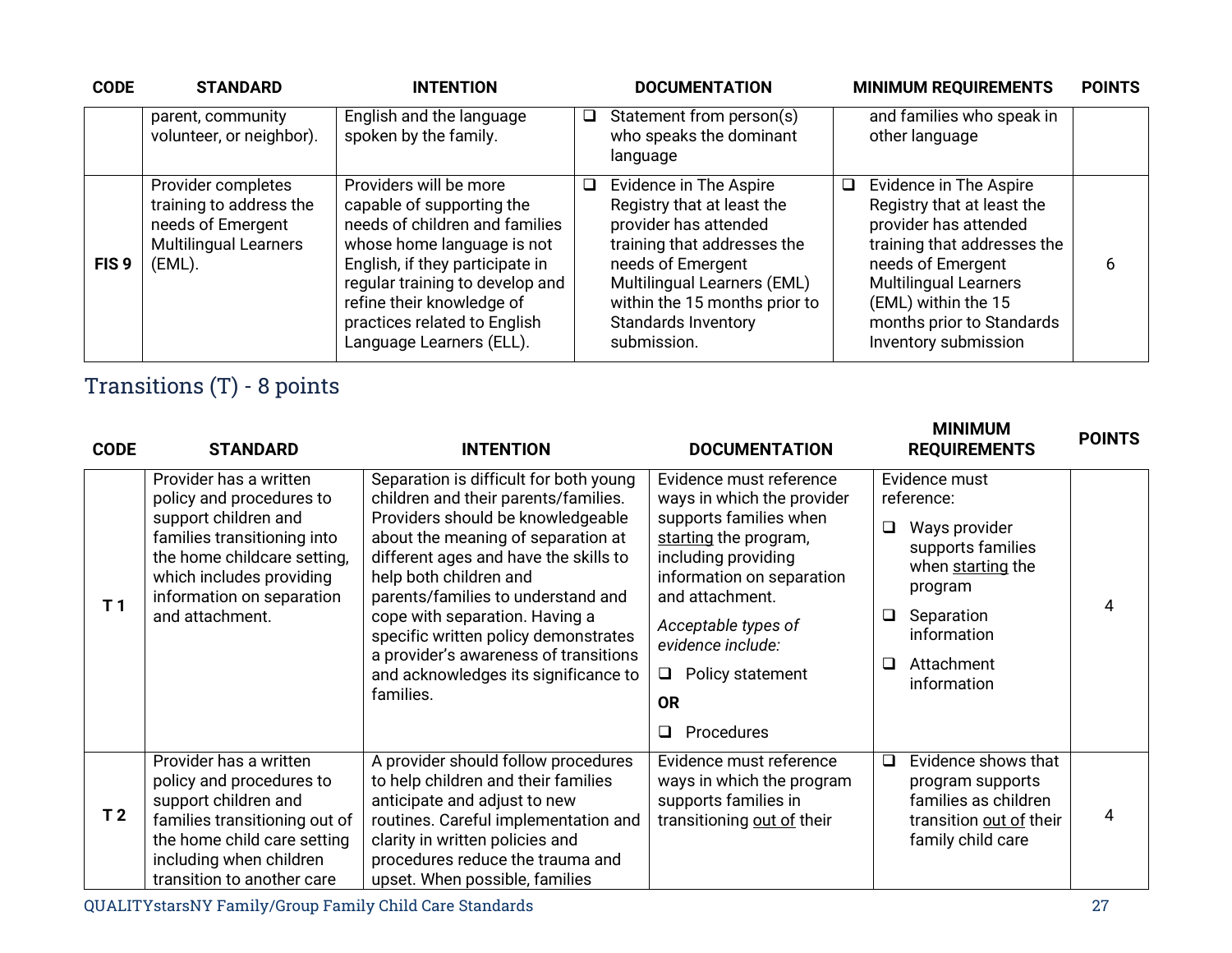| CODE | STANDARD | INTENTION | DOCUMENTATION | MINIMUM REQUIREMENTS | POINTS |
|---|---|---|---|---|---|
| | parent, community volunteer, or neighbor). | English and the language spoken by the family. | ❑ Statement from person(s) who speaks the dominant language | and families who speak in other language | |
| **FIS 9** | Provider completes training to address the needs of Emergent Multilingual Learners (EML). | Providers will be more capable of supporting the needs of children and families whose home language is not English, if they participate in regular training to develop and refine their knowledge of practices related to English Language Learners (ELL). | ❑ Evidence in The Aspire Registry that at least the provider has attended training that addresses the needs of Emergent Multilingual Learners (EML) within the 15 months prior to Standards Inventory submission. | ❑ Evidence in The Aspire Registry that at least the provider has attended training that addresses the needs of Emergent Multilingual Learners (EML) within the 15 months prior to Standards Inventory submission | 6 |

## Transitions (T) - 8 points

| CODE | STANDARD | INTENTION | DOCUMENTATION | MINIMUM REQUIREMENTS | POINTS |
|---|---|---|---|---|---|
| **T 1** | Provider has a written policy and procedures to support children and families transitioning into the home childcare setting, which includes providing information on separation and attachment. | Separation is difficult for both young children and their parents/families. Providers should be knowledgeable about the meaning of separation at different ages and have the skills to help both children and parents/families to understand and cope with separation. Having a specific written policy demonstrates a provider's awareness of transitions and acknowledges its significance to families. | Evidence must reference ways in which the provider supports families when starting the program, including providing information on separation and attachment.<br>*Acceptable types of evidence include:*<br>❑ Policy statement<br>**OR**<br>❑ Procedures | Evidence must reference:<br>❑ Ways provider supports families when starting the program<br>❑ Separation information<br>❑ Attachment information | 4 |
| **T 2** | Provider has a written policy and procedures to support children and families transitioning out of the home child care setting including when children transition to another care | A provider should follow procedures to help children and their families anticipate and adjust to new routines. Careful implementation and clarity in written policies and procedures reduce the trauma and upset. When possible, families | Evidence must reference ways in which the program supports families in transitioning out of their | ❑ Evidence shows that program supports families as children transition out of their family child care | 4 |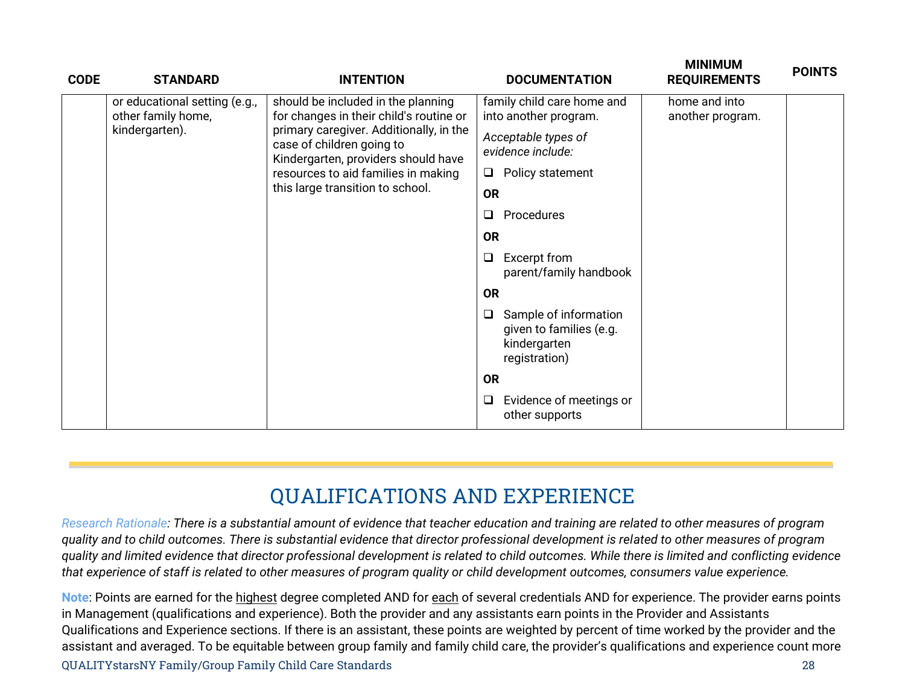| CODE | STANDARD | INTENTION | DOCUMENTATION | MINIMUM REQUIREMENTS | POINTS |
|---|---|---|---|---|---|
| | or educational setting (e.g., other family home, kindergarten). | should be included in the planning for changes in their child's routine or primary caregiver. Additionally, in the case of children going to Kindergarten, providers should have resources to aid families in making this large transition to school. | family child care home and into another program.<br>*Acceptable types of evidence include:*<br>❑ Policy statement<br>**OR**<br>❑ Procedures<br>**OR**<br>❑ Excerpt from parent/family handbook<br>**OR**<br>❑ Sample of information given to families (e.g. kindergarten registration)<br>**OR**<br>❑ Evidence of meetings or other supports | home and into another program. | |

# QUALIFICATIONS AND EXPERIENCE

*Research Rationale: There is a substantial amount of evidence that teacher education and training are related to other measures of program quality and to child outcomes. There is substantial evidence that director professional development is related to other measures of program quality and limited evidence that director professional development is related to child outcomes. While there is limited and conflicting evidence that experience of staff is related to other measures of program quality or child development outcomes, consumers value experience.*

**Note**: Points are earned for the highest degree completed AND for each of several credentials AND for experience. The provider earns points in Management (qualifications and experience). Both the provider and any assistants earn points in the Provider and Assistants Qualifications and Experience sections. If there is an assistant, these points are weighted by percent of time worked by the provider and the assistant and averaged. To be equitable between group family and family child care, the provider's qualifications and experience count more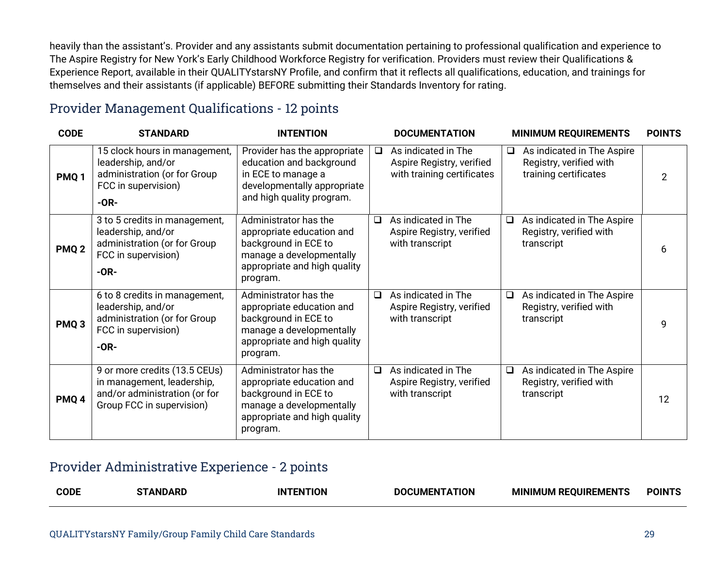heavily than the assistant's. Provider and any assistants submit documentation pertaining to professional qualification and experience to The Aspire Registry for New York's Early Childhood Workforce Registry for verification. Providers must review their Qualifications & Experience Report, available in their QUALITYstarsNY Profile, and confirm that it reflects all qualifications, education, and trainings for themselves and their assistants (if applicable) BEFORE submitting their Standards Inventory for rating.

## Provider Management Qualifications - 12 points

| CODE | STANDARD | INTENTION | DOCUMENTATION | MINIMUM REQUIREMENTS | POINTS |
|---|---|---|---|---|---|
| **PMQ 1** | 15 clock hours in management, leadership, and/or administration (or for Group FCC in supervision) **-OR-** | Provider has the appropriate education and background in ECE to manage a developmentally appropriate and high quality program. | ❑ As indicated in The Aspire Registry, verified with training certificates | ❑ As indicated in The Aspire Registry, verified with training certificates | 2 |
| **PMQ 2** | 3 to 5 credits in management, leadership, and/or administration (or for Group FCC in supervision) **-OR-** | Administrator has the appropriate education and background in ECE to manage a developmentally appropriate and high quality program. | ❑ As indicated in The Aspire Registry, verified with transcript | ❑ As indicated in The Aspire Registry, verified with transcript | 6 |
| **PMQ 3** | 6 to 8 credits in management, leadership, and/or administration (or for Group FCC in supervision) **-OR-** | Administrator has the appropriate education and background in ECE to manage a developmentally appropriate and high quality program. | ❑ As indicated in The Aspire Registry, verified with transcript | ❑ As indicated in The Aspire Registry, verified with transcript | 9 |
| **PMQ 4** | 9 or more credits (13.5 CEUs) in management, leadership, and/or administration (or for Group FCC in supervision) | Administrator has the appropriate education and background in ECE to manage a developmentally appropriate and high quality program. | ❑ As indicated in The Aspire Registry, verified with transcript | ❑ As indicated in The Aspire Registry, verified with transcript | 12 |

## Provider Administrative Experience - 2 points

| CODE | STANDARD | INTENTION | DOCUMENTATION | MINIMUM REQUIREMENTS | POINTS |
|---|---|---|---|---|---|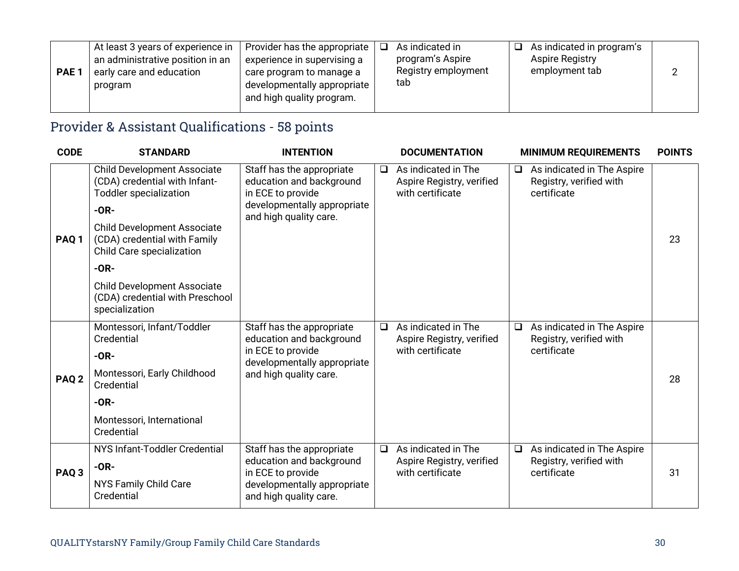| | | | | | |
|---|---|---|---|---|---|
| **PAE 1** | At least 3 years of experience in an administrative position in an early care and education program | Provider has the appropriate experience in supervising a care program to manage a developmentally appropriate and high quality program. | ❑ As indicated in program's Aspire Registry employment tab | ❑ As indicated in program's Aspire Registry employment tab | 2 |

## Provider & Assistant Qualifications - 58 points

| CODE | STANDARD | INTENTION | DOCUMENTATION | MINIMUM REQUIREMENTS | POINTS |
|---|---|---|---|---|---|
| **PAQ 1** | Child Development Associate (CDA) credential with Infant-Toddler specialization<br>**-OR-**<br>Child Development Associate (CDA) credential with Family Child Care specialization<br>**-OR-**<br>Child Development Associate (CDA) credential with Preschool specialization | Staff has the appropriate education and background in ECE to provide developmentally appropriate and high quality care. | ❑ As indicated in The Aspire Registry, verified with certificate | ❑ As indicated in The Aspire Registry, verified with certificate | 23 |
| **PAQ 2** | Montessori, Infant/Toddler Credential<br>**-OR-**<br>Montessori, Early Childhood Credential<br>**-OR-**<br>Montessori, International Credential | Staff has the appropriate education and background in ECE to provide developmentally appropriate and high quality care. | ❑ As indicated in The Aspire Registry, verified with certificate | ❑ As indicated in The Aspire Registry, verified with certificate | 28 |
| **PAQ 3** | NYS Infant-Toddler Credential<br>**-OR-**<br>NYS Family Child Care Credential | Staff has the appropriate education and background in ECE to provide developmentally appropriate and high quality care. | ❑ As indicated in The Aspire Registry, verified with certificate | ❑ As indicated in The Aspire Registry, verified with certificate | 31 |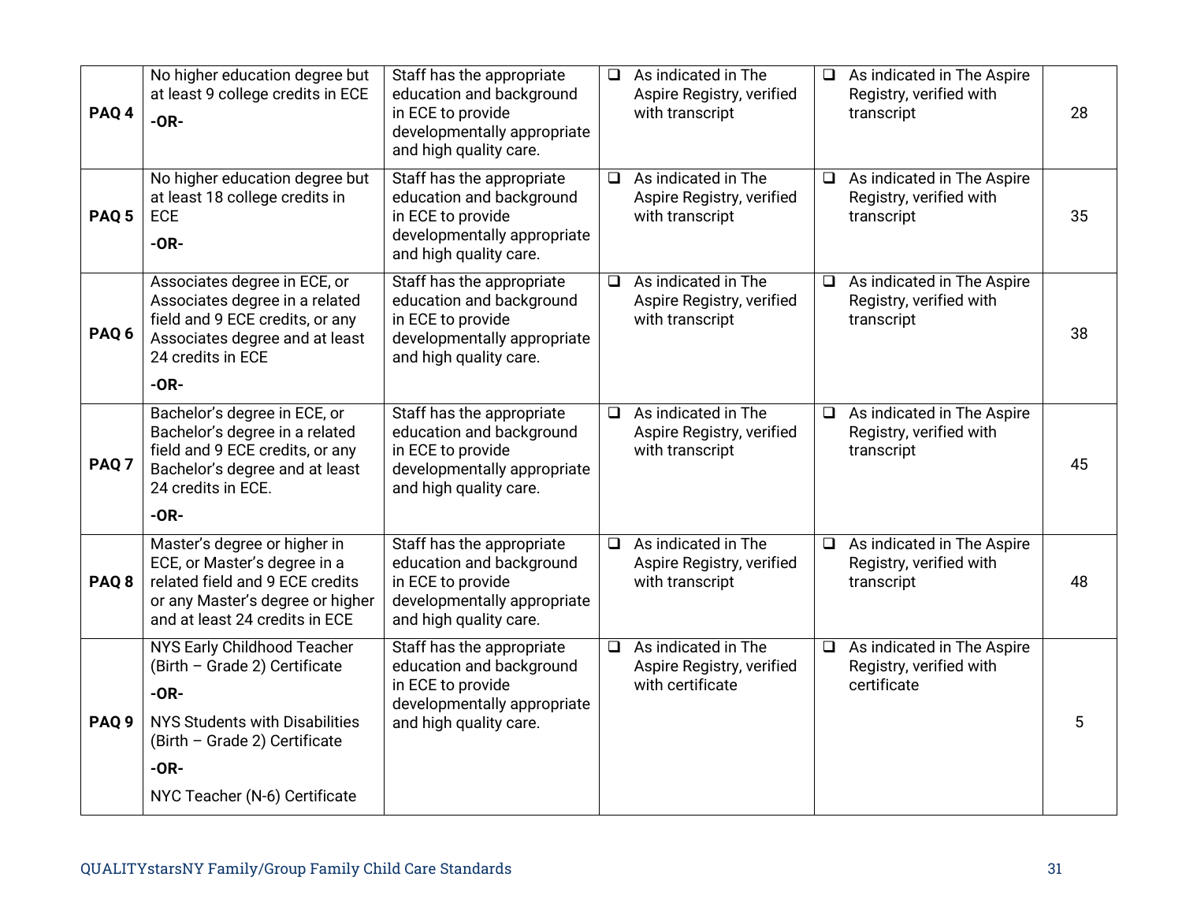| | | | | | |
|---|---|---|---|---|---|
| **PAQ 4** | No higher education degree but at least 9 college credits in ECE<br>**-OR-** | Staff has the appropriate education and background in ECE to provide developmentally appropriate and high quality care. | ❑ As indicated in The Aspire Registry, verified with transcript | ❑ As indicated in The Aspire Registry, verified with transcript | 28 |
| **PAQ 5** | No higher education degree but at least 18 college credits in ECE<br>**-OR-** | Staff has the appropriate education and background in ECE to provide developmentally appropriate and high quality care. | ❑ As indicated in The Aspire Registry, verified with transcript | ❑ As indicated in The Aspire Registry, verified with transcript | 35 |
| **PAQ 6** | Associates degree in ECE, or Associates degree in a related field and 9 ECE credits, or any Associates degree and at least 24 credits in ECE<br>**-OR-** | Staff has the appropriate education and background in ECE to provide developmentally appropriate and high quality care. | ❑ As indicated in The Aspire Registry, verified with transcript | ❑ As indicated in The Aspire Registry, verified with transcript | 38 |
| **PAQ 7** | Bachelor's degree in ECE, or Bachelor's degree in a related field and 9 ECE credits, or any Bachelor's degree and at least 24 credits in ECE.<br>**-OR-** | Staff has the appropriate education and background in ECE to provide developmentally appropriate and high quality care. | ❑ As indicated in The Aspire Registry, verified with transcript | ❑ As indicated in The Aspire Registry, verified with transcript | 45 |
| **PAQ 8** | Master's degree or higher in ECE, or Master's degree in a related field and 9 ECE credits or any Master's degree or higher and at least 24 credits in ECE | Staff has the appropriate education and background in ECE to provide developmentally appropriate and high quality care. | ❑ As indicated in The Aspire Registry, verified with transcript | ❑ As indicated in The Aspire Registry, verified with transcript | 48 |
| **PAQ 9** | NYS Early Childhood Teacher (Birth – Grade 2) Certificate<br>**-OR-**<br>NYS Students with Disabilities (Birth – Grade 2) Certificate<br>**-OR-**<br>NYC Teacher (N-6) Certificate | Staff has the appropriate education and background in ECE to provide developmentally appropriate and high quality care. | ❑ As indicated in The Aspire Registry, verified with certificate | ❑ As indicated in The Aspire Registry, verified with certificate | 5 |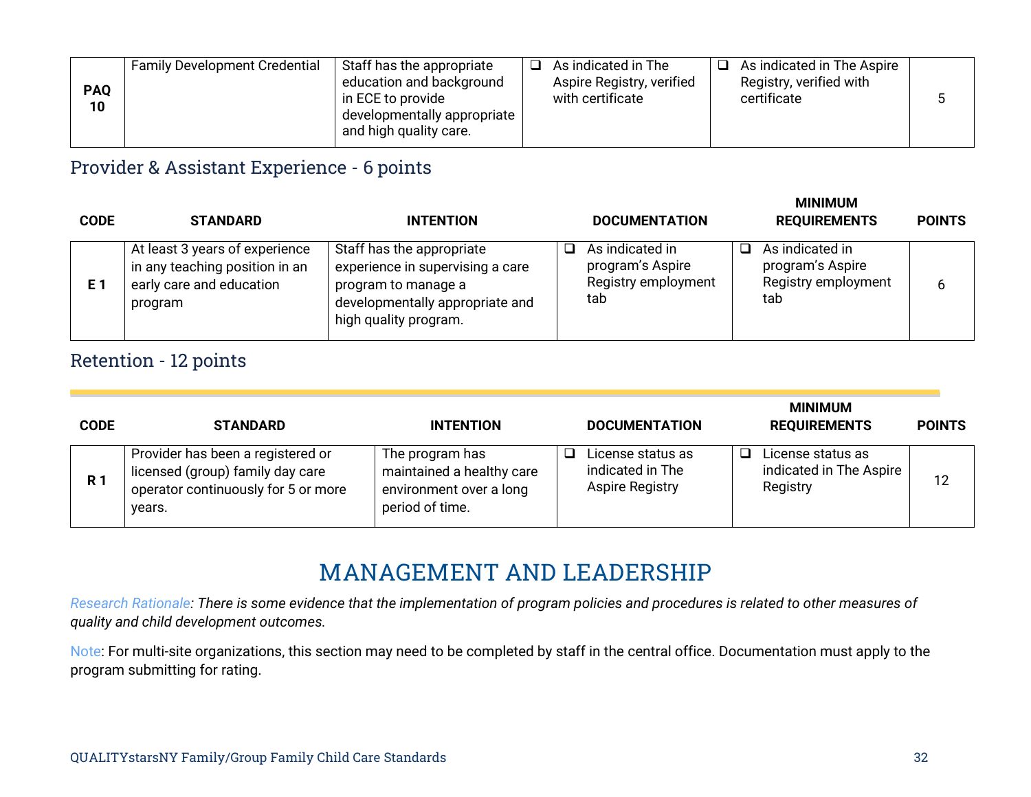| | | | | | |
|---|---|---|---|---|---|
| **PAQ 10** | Family Development Credential | Staff has the appropriate education and background in ECE to provide developmentally appropriate and high quality care. | ❑ As indicated in The Aspire Registry, verified with certificate | ❑ As indicated in The Aspire Registry, verified with certificate | 5 |

## Provider & Assistant Experience - 6 points

| CODE | STANDARD | INTENTION | DOCUMENTATION | MINIMUM REQUIREMENTS | POINTS |
|---|---|---|---|---|---|
| **E 1** | At least 3 years of experience in any teaching position in an early care and education program | Staff has the appropriate experience in supervising a care program to manage a developmentally appropriate and high quality program. | ❑ As indicated in program's Aspire Registry employment tab | ❑ As indicated in program's Aspire Registry employment tab | 6 |

## Retention - 12 points

| CODE | STANDARD | INTENTION | DOCUMENTATION | MINIMUM REQUIREMENTS | POINTS |
|---|---|---|---|---|---|
| **R 1** | Provider has been a registered or licensed (group) family day care operator continuously for 5 or more years. | The program has maintained a healthy care environment over a long period of time. | ❑ License status as indicated in The Aspire Registry | ❑ License status as indicated in The Aspire Registry | 12 |

# MANAGEMENT AND LEADERSHIP

*Research Rationale: There is some evidence that the implementation of program policies and procedures is related to other measures of quality and child development outcomes.*

Note: For multi-site organizations, this section may need to be completed by staff in the central office. Documentation must apply to the program submitting for rating.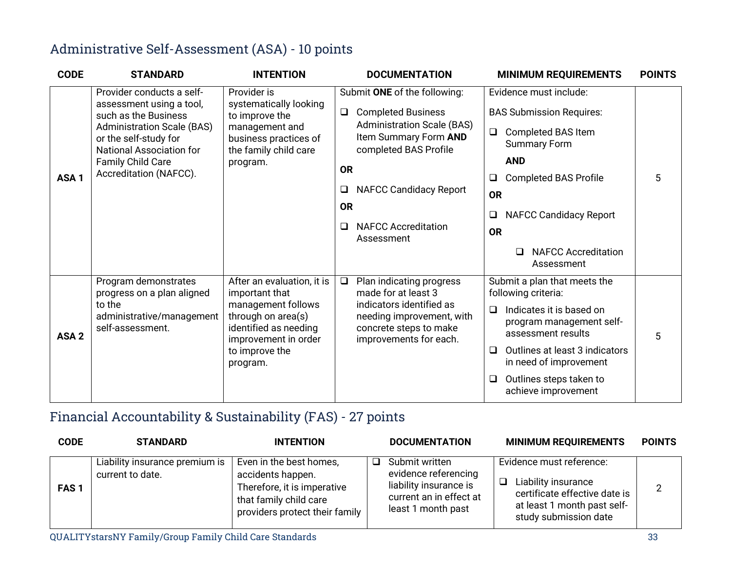## Administrative Self-Assessment (ASA) - 10 points

| CODE | STANDARD | INTENTION | DOCUMENTATION | MINIMUM REQUIREMENTS | POINTS |
|---|---|---|---|---|---|
| **ASA 1** | Provider conducts a self-assessment using a tool, such as the Business Administration Scale (BAS) or the self-study for National Association for Family Child Care Accreditation (NAFCC). | Provider is systematically looking to improve the management and business practices of the family child care program. | Submit **ONE** of the following:<br>❑ Completed Business Administration Scale (BAS) Item Summary Form **AND** completed BAS Profile<br>**OR**<br>❑ NAFCC Candidacy Report<br>**OR**<br>❑ NAFCC Accreditation Assessment | Evidence must include:<br>BAS Submission Requires:<br>❑ Completed BAS Item Summary Form<br>**AND**<br>❑ Completed BAS Profile<br>**OR**<br>❑ NAFCC Candidacy Report<br>**OR**<br>❑ NAFCC Accreditation Assessment | 5 |
| **ASA 2** | Program demonstrates progress on a plan aligned to the administrative/management self-assessment. | After an evaluation, it is important that management follows through on area(s) identified as needing improvement in order to improve the program. | ❑ Plan indicating progress made for at least 3 indicators identified as needing improvement, with concrete steps to make improvements for each. | Submit a plan that meets the following criteria:<br>❑ Indicates it is based on program management self-assessment results<br>❑ Outlines at least 3 indicators in need of improvement<br>❑ Outlines steps taken to achieve improvement | 5 |

## Financial Accountability & Sustainability (FAS) - 27 points

| CODE | STANDARD | INTENTION | DOCUMENTATION | MINIMUM REQUIREMENTS | POINTS |
|---|---|---|---|---|---|
| **FAS 1** | Liability insurance premium is current to date. | Even in the best homes, accidents happen. Therefore, it is imperative that family child care providers protect their family | ❑ Submit written evidence referencing liability insurance is current an in effect at least 1 month past | Evidence must reference:<br>❑ Liability insurance certificate effective date is at least 1 month past self-study submission date | 2 |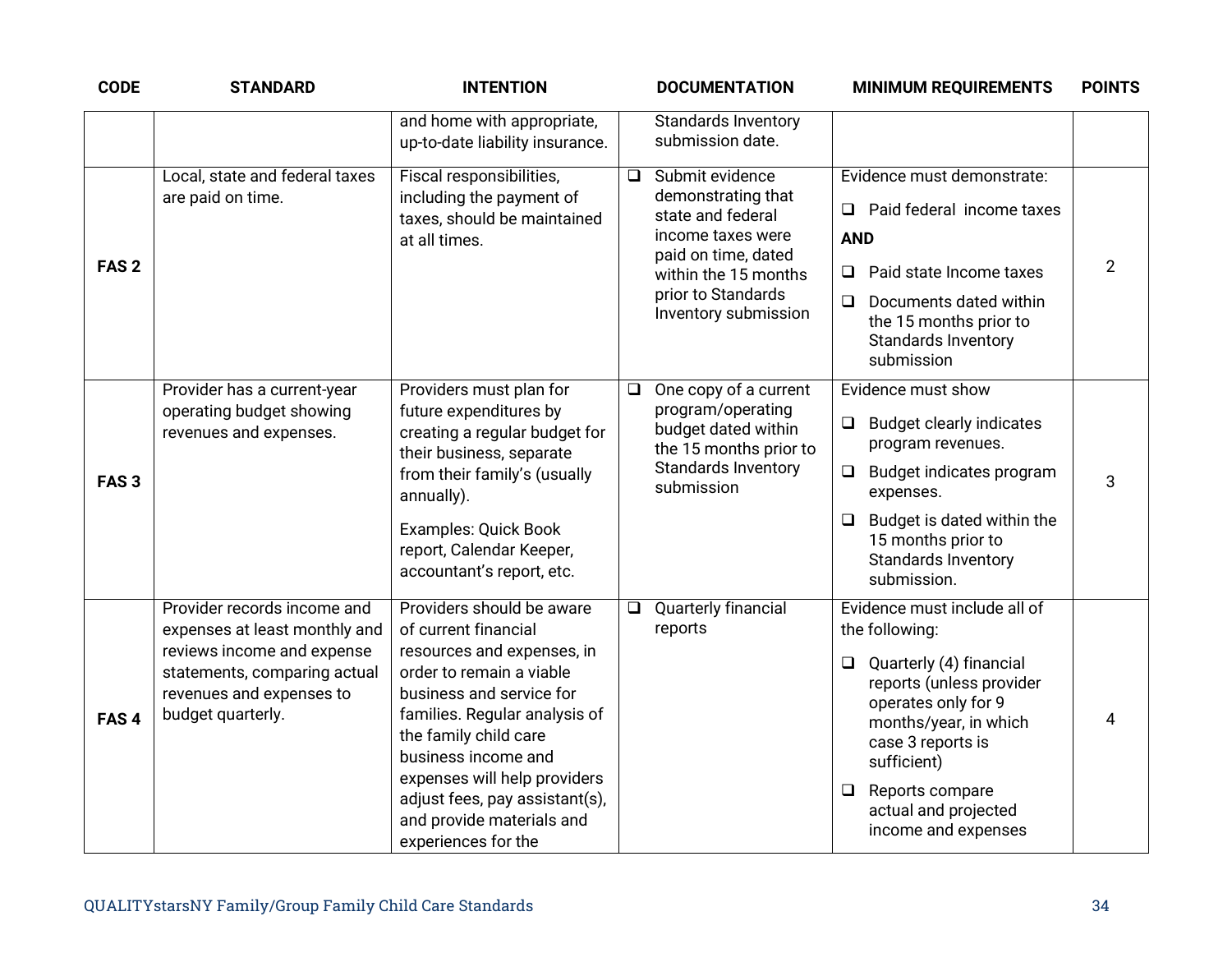| CODE | STANDARD | INTENTION | DOCUMENTATION | MINIMUM REQUIREMENTS | POINTS |
|---|---|---|---|---|---|
| | | and home with appropriate, up-to-date liability insurance. | Standards Inventory submission date. | | |
| **FAS 2** | Local, state and federal taxes are paid on time. | Fiscal responsibilities, including the payment of taxes, should be maintained at all times. | ❑ Submit evidence demonstrating that state and federal income taxes were paid on time, dated within the 15 months prior to Standards Inventory submission | Evidence must demonstrate: ❑ Paid federal income taxes **AND** ❑ Paid state Income taxes ❑ Documents dated within the 15 months prior to Standards Inventory submission | 2 |
| **FAS 3** | Provider has a current-year operating budget showing revenues and expenses. | Providers must plan for future expenditures by creating a regular budget for their business, separate from their family's (usually annually). Examples: Quick Book report, Calendar Keeper, accountant's report, etc. | ❑ One copy of a current program/operating budget dated within the 15 months prior to Standards Inventory submission | Evidence must show ❑ Budget clearly indicates program revenues. ❑ Budget indicates program expenses. ❑ Budget is dated within the 15 months prior to Standards Inventory submission. | 3 |
| **FAS 4** | Provider records income and expenses at least monthly and reviews income and expense statements, comparing actual revenues and expenses to budget quarterly. | Providers should be aware of current financial resources and expenses, in order to remain a viable business and service for families. Regular analysis of the family child care business income and expenses will help providers adjust fees, pay assistant(s), and provide materials and experiences for the | ❑ Quarterly financial reports | Evidence must include all of the following: ❑ Quarterly (4) financial reports (unless provider operates only for 9 months/year, in which case 3 reports is sufficient) ❑ Reports compare actual and projected income and expenses | 4 |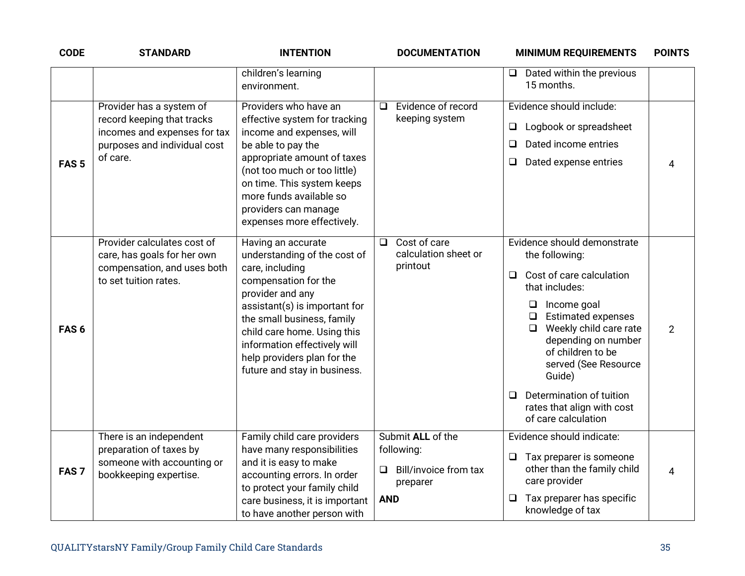| CODE | STANDARD | INTENTION | DOCUMENTATION | MINIMUM REQUIREMENTS | POINTS |
|---|---|---|---|---|---|
| | | children's learning environment. | | ❑ Dated within the previous 15 months. | |
| **FAS 5** | Provider has a system of record keeping that tracks incomes and expenses for tax purposes and individual cost of care. | Providers who have an effective system for tracking income and expenses, will be able to pay the appropriate amount of taxes (not too much or too little) on time. This system keeps more funds available so providers can manage expenses more effectively. | ❑ Evidence of record keeping system | Evidence should include:<br>❑ Logbook or spreadsheet<br>❑ Dated income entries<br>❑ Dated expense entries | 4 |
| **FAS 6** | Provider calculates cost of care, has goals for her own compensation, and uses both to set tuition rates. | Having an accurate understanding of the cost of care, including compensation for the provider and any assistant(s) is important for the small business, family child care home. Using this information effectively will help providers plan for the future and stay in business. | ❑ Cost of care calculation sheet or printout | Evidence should demonstrate the following:<br>❑ Cost of care calculation that includes:<br>&nbsp;&nbsp;❑ Income goal<br>&nbsp;&nbsp;❑ Estimated expenses<br>&nbsp;&nbsp;❑ Weekly child care rate depending on number of children to be served (See Resource Guide)<br>❑ Determination of tuition rates that align with cost of care calculation | 2 |
| **FAS 7** | There is an independent preparation of taxes by someone with accounting or bookkeeping expertise. | Family child care providers have many responsibilities and it is easy to make accounting errors. In order to protect your family child care business, it is important to have another person with | Submit **ALL** of the following:<br>❑ Bill/invoice from tax preparer<br>**AND** | Evidence should indicate:<br>❑ Tax preparer is someone other than the family child care provider<br>❑ Tax preparer has specific knowledge of tax | 4 |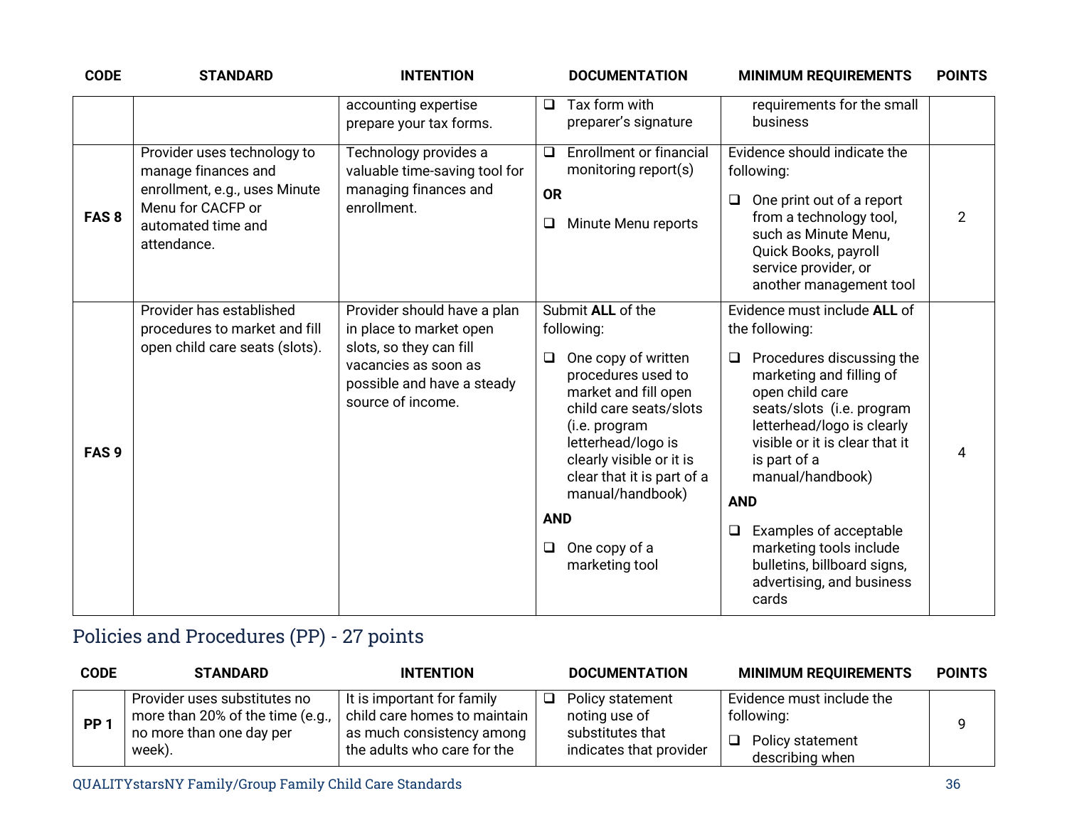| CODE | STANDARD | INTENTION | DOCUMENTATION | MINIMUM REQUIREMENTS | POINTS |
|---|---|---|---|---|---|
| | | accounting expertise prepare your tax forms. | ❑ Tax form with preparer's signature | requirements for the small business | |
| **FAS 8** | Provider uses technology to manage finances and enrollment, e.g., uses Minute Menu for CACFP or automated time and attendance. | Technology provides a valuable time-saving tool for managing finances and enrollment. | ❑ Enrollment or financial monitoring report(s) <br> **OR** <br> ❑ Minute Menu reports | Evidence should indicate the following: <br> ❑ One print out of a report from a technology tool, such as Minute Menu, Quick Books, payroll service provider, or another management tool | 2 |
| **FAS 9** | Provider has established procedures to market and fill open child care seats (slots). | Provider should have a plan in place to market open slots, so they can fill vacancies as soon as possible and have a steady source of income. | Submit **ALL** of the following: <br> ❑ One copy of written procedures used to market and fill open child care seats/slots (i.e. program letterhead/logo is clearly visible or it is clear that it is part of a manual/handbook) <br> **AND** <br> ❑ One copy of a marketing tool | Evidence must include **ALL** of the following: <br> ❑ Procedures discussing the marketing and filling of open child care seats/slots (i.e. program letterhead/logo is clearly visible or it is clear that it is part of a manual/handbook) <br> **AND** <br> ❑ Examples of acceptable marketing tools include bulletins, billboard signs, advertising, and business cards | 4 |

## Policies and Procedures (PP) - 27 points

| CODE | STANDARD | INTENTION | DOCUMENTATION | MINIMUM REQUIREMENTS | POINTS |
|---|---|---|---|---|---|
| **PP 1** | Provider uses substitutes no more than 20% of the time (e.g., no more than one day per week). | It is important for family child care homes to maintain as much consistency among the adults who care for the | ❑ Policy statement noting use of substitutes that indicates that provider | Evidence must include the following: <br> ❑ Policy statement describing when | 9 |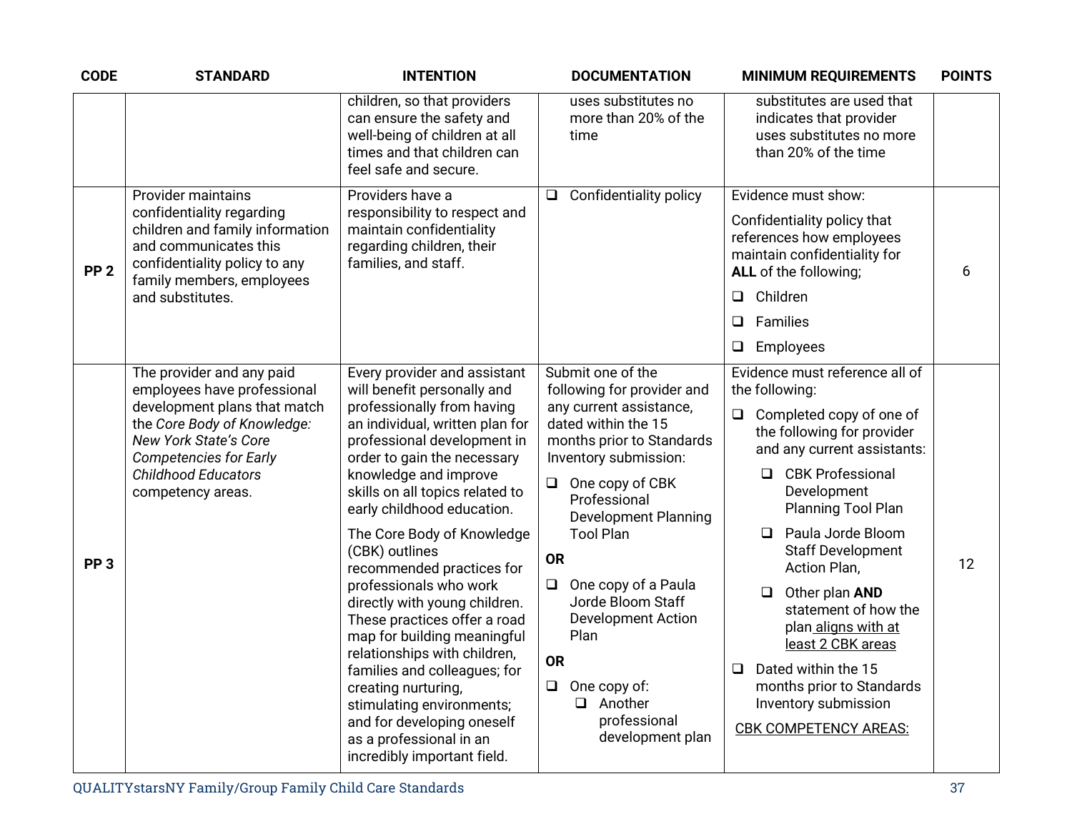| CODE | STANDARD | INTENTION | DOCUMENTATION | MINIMUM REQUIREMENTS | POINTS |
|---|---|---|---|---|---|
| | | children, so that providers can ensure the safety and well-being of children at all times and that children can feel safe and secure. | uses substitutes no more than 20% of the time | substitutes are used that indicates that provider uses substitutes no more than 20% of the time | |
| **PP 2** | Provider maintains confidentiality regarding children and family information and communicates this confidentiality policy to any family members, employees and substitutes. | Providers have a responsibility to respect and maintain confidentiality regarding children, their families, and staff. | ❑ Confidentiality policy | Evidence must show:<br><br>Confidentiality policy that references how employees maintain confidentiality for **ALL** of the following;<br><br>❑ Children<br>❑ Families<br>❑ Employees | 6 |
| **PP 3** | The provider and any paid employees have professional development plans that match the *Core Body of Knowledge: New York State's Core Competencies for Early Childhood Educators* competency areas. | Every provider and assistant will benefit personally and professionally from having an individual, written plan for professional development in order to gain the necessary knowledge and improve skills on all topics related to early childhood education.<br><br>The Core Body of Knowledge (CBK) outlines recommended practices for professionals who work directly with young children. These practices offer a road map for building meaningful relationships with children, families and colleagues; for creating nurturing, stimulating environments; and for developing oneself as a professional in an incredibly important field. | Submit one of the following for provider and any current assistance, dated within the 15 months prior to Standards Inventory submission:<br><br>❑ One copy of CBK Professional Development Planning Tool Plan<br><br>**OR**<br><br>❑ One copy of a Paula Jorde Bloom Staff Development Action Plan<br><br>**OR**<br><br>❑ One copy of:<br>&nbsp;&nbsp;❑ Another professional development plan | Evidence must reference all of the following:<br><br>❑ Completed copy of one of the following for provider and any current assistants:<br>&nbsp;&nbsp;❑ CBK Professional Development Planning Tool Plan<br>&nbsp;&nbsp;❑ Paula Jorde Bloom Staff Development Action Plan,<br>&nbsp;&nbsp;❑ Other plan **AND** statement of how the plan aligns with at least 2 CBK areas<br><br>❑ Dated within the 15 months prior to Standards Inventory submission<br><br>CBK COMPETENCY AREAS: | 12 |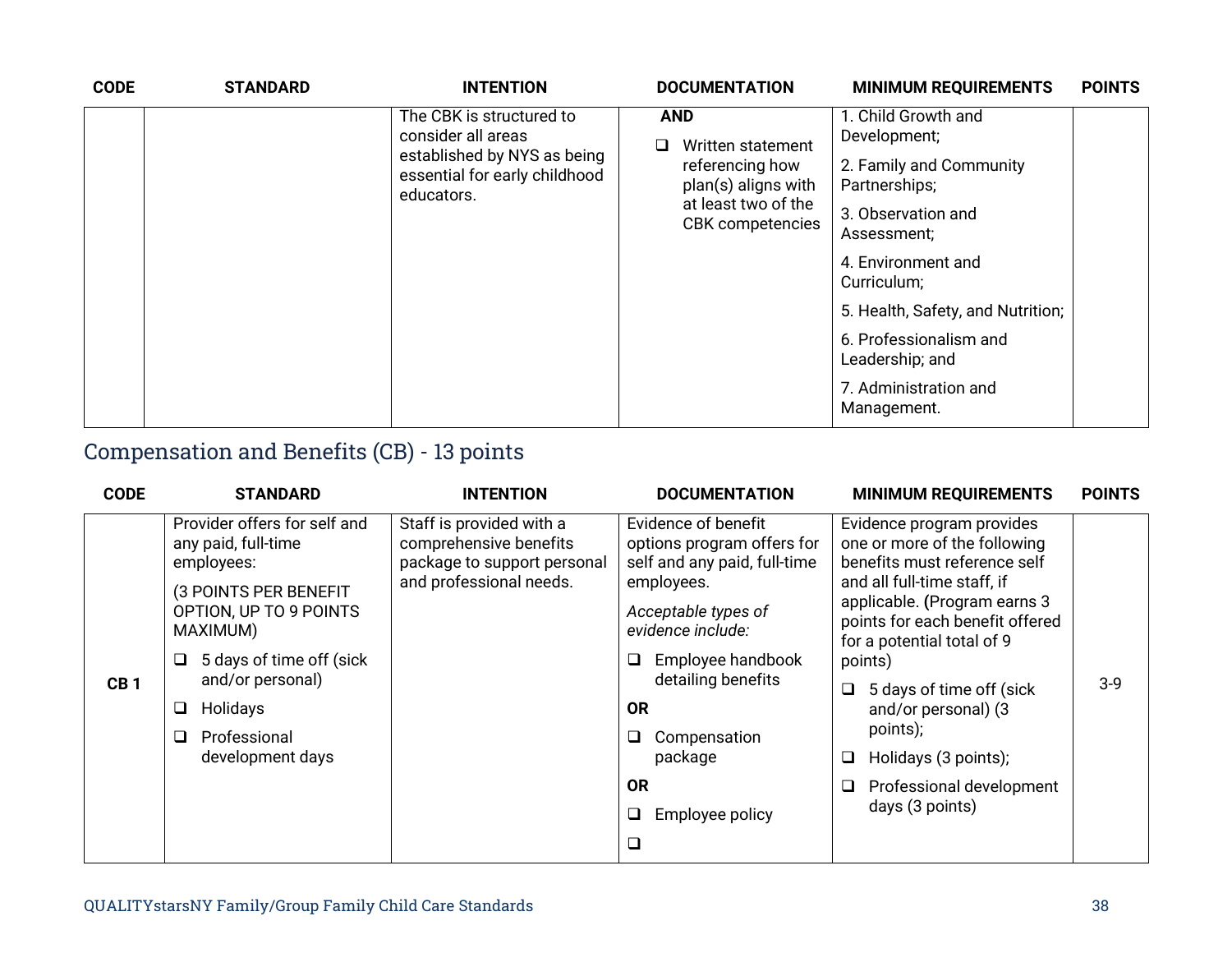| CODE | STANDARD | INTENTION | DOCUMENTATION | MINIMUM REQUIREMENTS | POINTS |
|---|---|---|---|---|---|
| | | The CBK is structured to consider all areas established by NYS as being essential for early childhood educators. | **AND**<br>❑ Written statement referencing how plan(s) aligns with at least two of the CBK competencies | 1. Child Growth and Development;<br>2. Family and Community Partnerships;<br>3. Observation and Assessment;<br>4. Environment and Curriculum;<br>5. Health, Safety, and Nutrition;<br>6. Professionalism and Leadership; and<br>7. Administration and Management. | |

## Compensation and Benefits (CB) - 13 points

| CODE | STANDARD | INTENTION | DOCUMENTATION | MINIMUM REQUIREMENTS | POINTS |
|---|---|---|---|---|---|
| **CB 1** | Provider offers for self and any paid, full-time employees:<br>(3 POINTS PER BENEFIT OPTION, UP TO 9 POINTS MAXIMUM)<br>❑ 5 days of time off (sick and/or personal)<br>❑ Holidays<br>❑ Professional development days | Staff is provided with a comprehensive benefits package to support personal and professional needs. | Evidence of benefit options program offers for self and any paid, full-time employees.<br>*Acceptable types of evidence include:*<br>❑ Employee handbook detailing benefits<br>**OR**<br>❑ Compensation package<br>**OR**<br>❑ Employee policy<br>❑ | Evidence program provides one or more of the following benefits must reference self and all full-time staff, if applicable. **(**Program earns 3 points for each benefit offered for a potential total of 9 points)<br>❑ 5 days of time off (sick and/or personal) (3 points);<br>❑ Holidays (3 points);<br>❑ Professional development days (3 points) | 3-9 |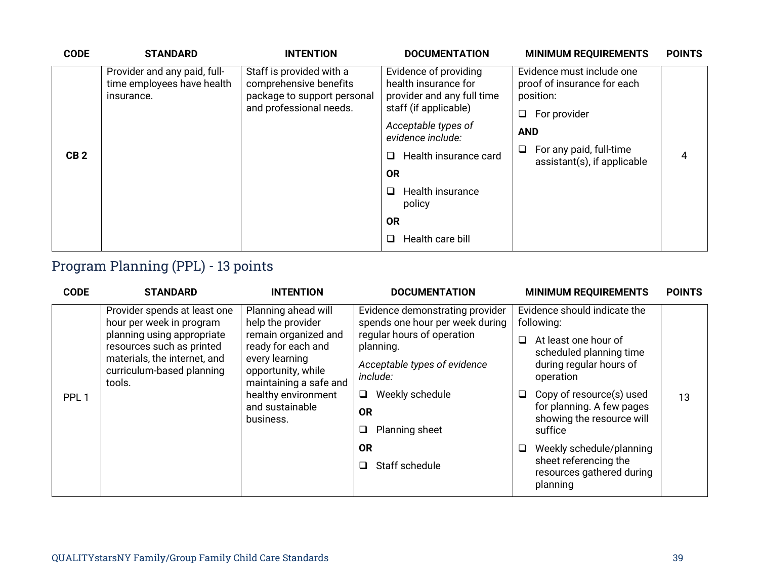| CODE | STANDARD | INTENTION | DOCUMENTATION | MINIMUM REQUIREMENTS | POINTS |
|---|---|---|---|---|---|
| **CB 2** | Provider and any paid, full-time employees have health insurance. | Staff is provided with a comprehensive benefits package to support personal and professional needs. | Evidence of providing health insurance for provider and any full time staff (if applicable)<br>*Acceptable types of evidence include:*<br>❑ Health insurance card<br>**OR**<br>❑ Health insurance policy<br>**OR**<br>❑ Health care bill | Evidence must include one proof of insurance for each position:<br>❑ For provider<br>**AND**<br>❑ For any paid, full-time assistant(s), if applicable | 4 |

## Program Planning (PPL) - 13 points

| CODE | STANDARD | INTENTION | DOCUMENTATION | MINIMUM REQUIREMENTS | POINTS |
|---|---|---|---|---|---|
| PPL 1 | Provider spends at least one hour per week in program planning using appropriate resources such as printed materials, the internet, and curriculum-based planning tools. | Planning ahead will help the provider remain organized and ready for each and every learning opportunity, while maintaining a safe and healthy environment and sustainable business. | Evidence demonstrating provider spends one hour per week during regular hours of operation planning.<br>*Acceptable types of evidence include:*<br>❑ Weekly schedule<br>**OR**<br>❑ Planning sheet<br>**OR**<br>❑ Staff schedule | Evidence should indicate the following:<br>❑ At least one hour of scheduled planning time during regular hours of operation<br>❑ Copy of resource(s) used for planning. A few pages showing the resource will suffice<br>❑ Weekly schedule/planning sheet referencing the resources gathered during planning | 13 |